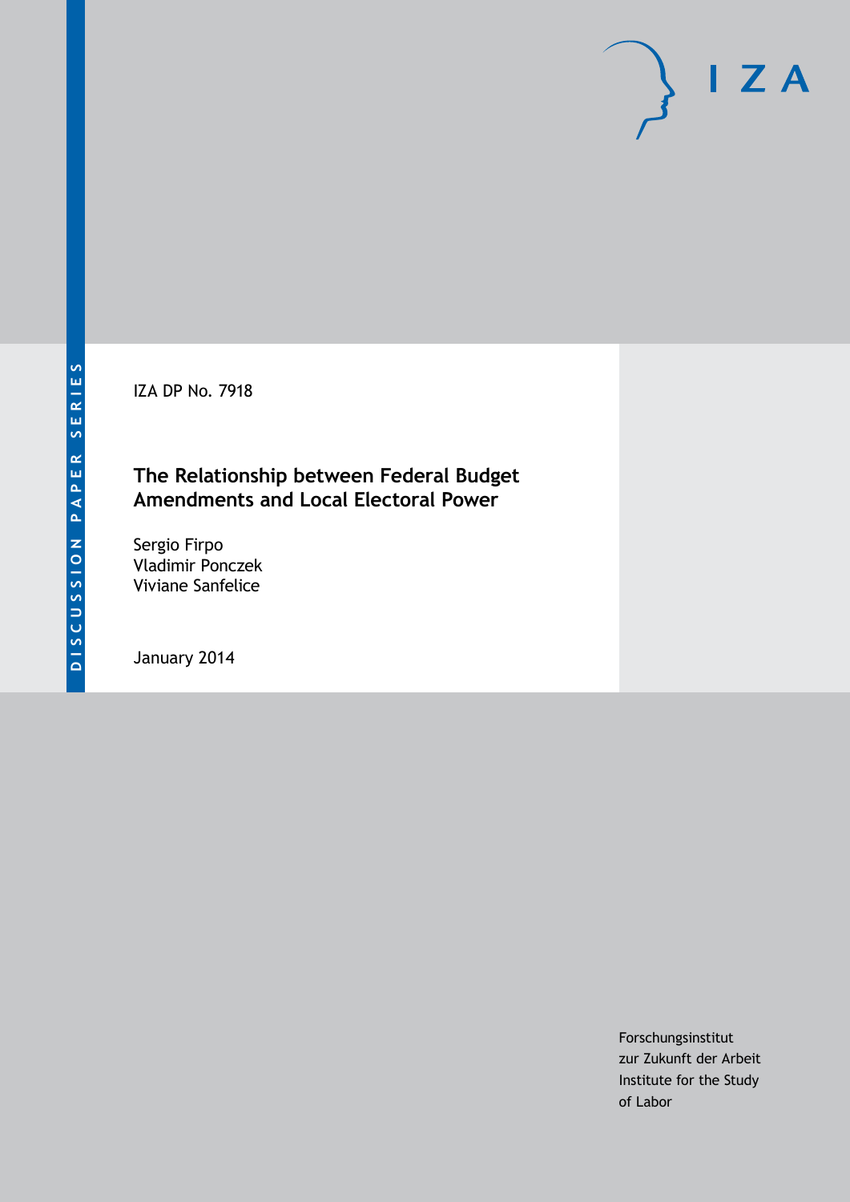DISCUSSION PAPER SERIES

IZA DP No. 7918

# The Relationship between Federal Budget Amendments and Local Electoral Power

Sergio Firpo
Vladimir Ponczek
Viviane Sanfelice

January 2014

Forschungsinstitut
zur Zukunft der Arbeit
Institute for the Study
of Labor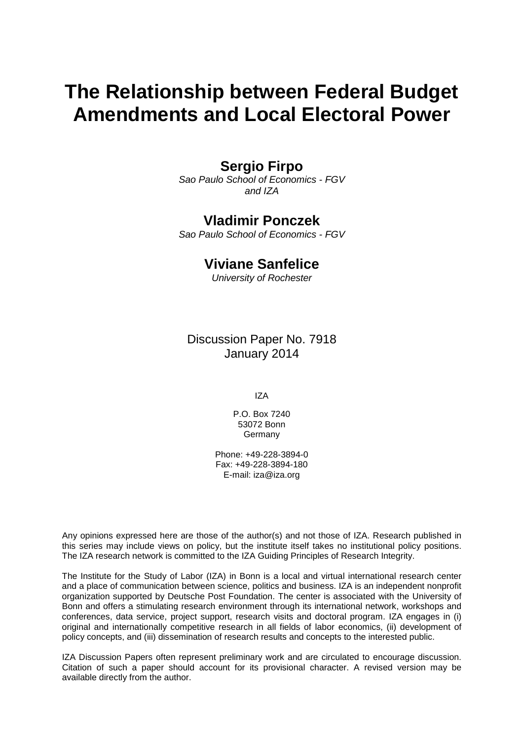# The Relationship between Federal Budget Amendments and Local Electoral Power

**Sergio Firpo**
*Sao Paulo School of Economics - FGV and IZA*

**Vladimir Ponczek**
*Sao Paulo School of Economics - FGV*

**Viviane Sanfelice**
*University of Rochester*

Discussion Paper No. 7918
January 2014

IZA

P.O. Box 7240
53072 Bonn
Germany

Phone: +49-228-3894-0
Fax: +49-228-3894-180
E-mail: iza@iza.org

Any opinions expressed here are those of the author(s) and not those of IZA. Research published in this series may include views on policy, but the institute itself takes no institutional policy positions. The IZA research network is committed to the IZA Guiding Principles of Research Integrity.

The Institute for the Study of Labor (IZA) in Bonn is a local and virtual international research center and a place of communication between science, politics and business. IZA is an independent nonprofit organization supported by Deutsche Post Foundation. The center is associated with the University of Bonn and offers a stimulating research environment through its international network, workshops and conferences, data service, project support, research visits and doctoral program. IZA engages in (i) original and internationally competitive research in all fields of labor economics, (ii) development of policy concepts, and (iii) dissemination of research results and concepts to the interested public.

IZA Discussion Papers often represent preliminary work and are circulated to encourage discussion. Citation of such a paper should account for its provisional character. A revised version may be available directly from the author.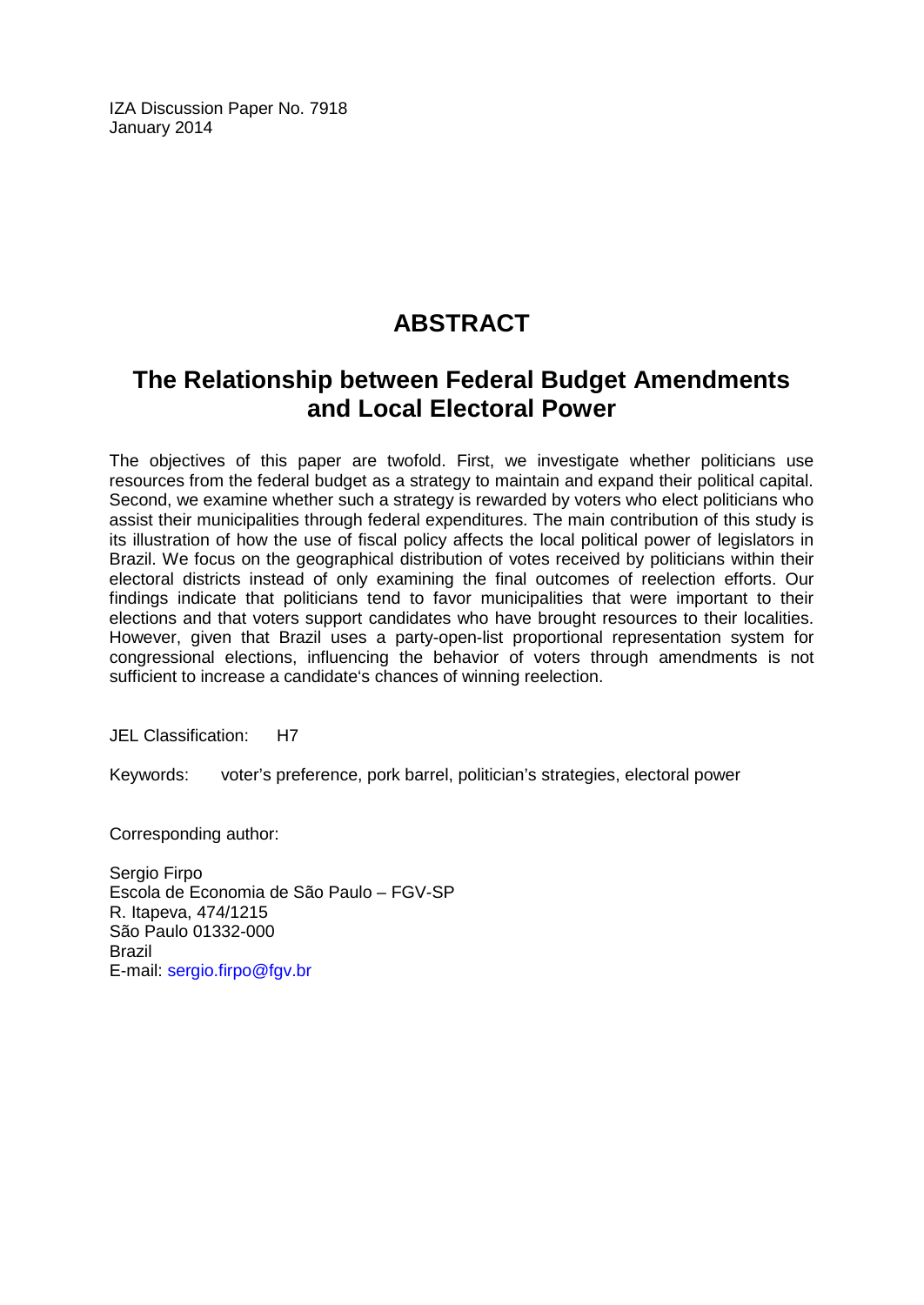IZA Discussion Paper No. 7918
January 2014

# ABSTRACT

## The Relationship between Federal Budget Amendments and Local Electoral Power

The objectives of this paper are twofold. First, we investigate whether politicians use resources from the federal budget as a strategy to maintain and expand their political capital. Second, we examine whether such a strategy is rewarded by voters who elect politicians who assist their municipalities through federal expenditures. The main contribution of this study is its illustration of how the use of fiscal policy affects the local political power of legislators in Brazil. We focus on the geographical distribution of votes received by politicians within their electoral districts instead of only examining the final outcomes of reelection efforts. Our findings indicate that politicians tend to favor municipalities that were important to their elections and that voters support candidates who have brought resources to their localities. However, given that Brazil uses a party-open-list proportional representation system for congressional elections, influencing the behavior of voters through amendments is not sufficient to increase a candidate's chances of winning reelection.

JEL Classification: H7

Keywords: voter's preference, pork barrel, politician's strategies, electoral power

Corresponding author:

Sergio Firpo
Escola de Economia de São Paulo – FGV-SP
R. Itapeva, 474/1215
São Paulo 01332-000
Brazil
E-mail: sergio.firpo@fgv.br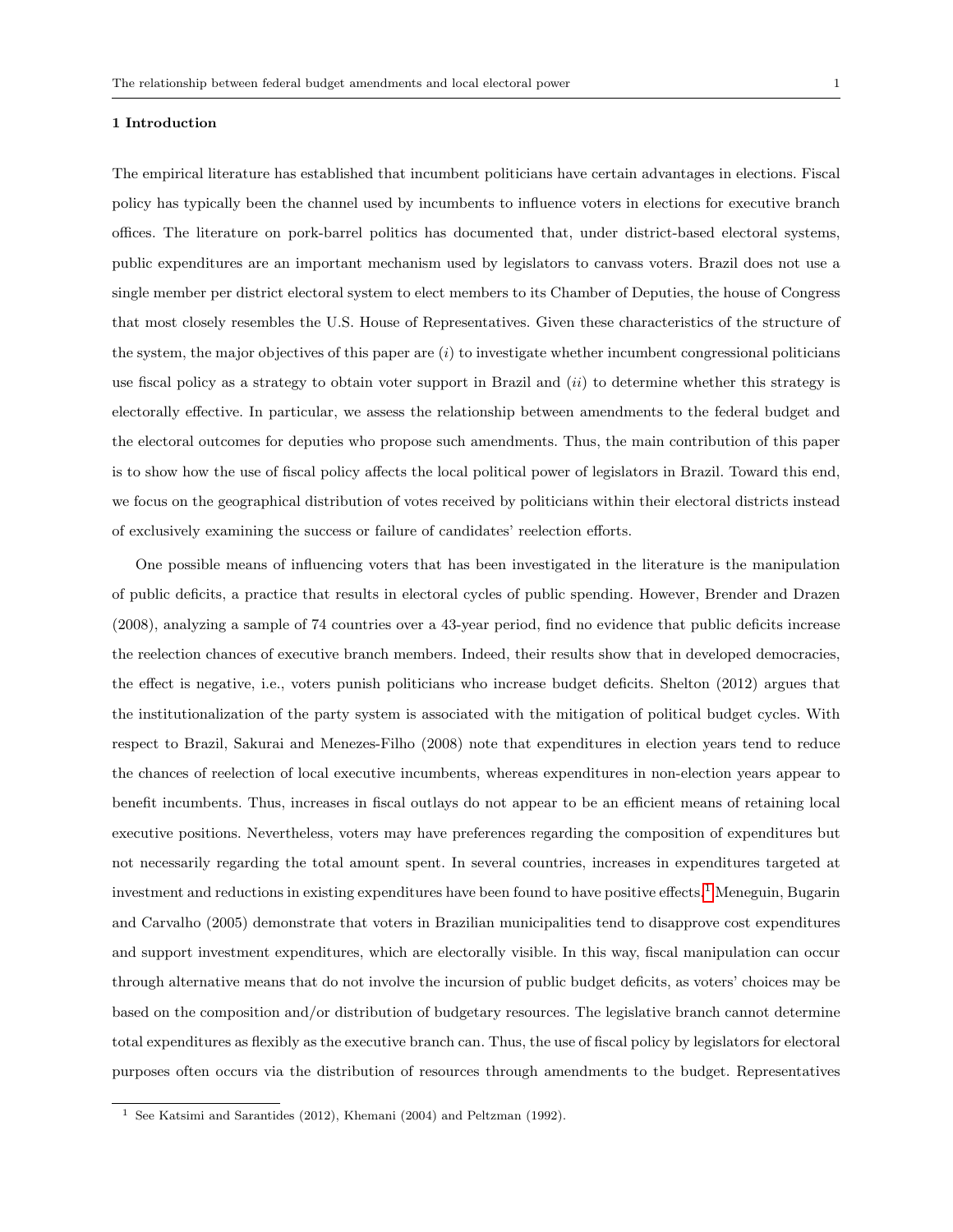## 1 Introduction

The empirical literature has established that incumbent politicians have certain advantages in elections. Fiscal policy has typically been the channel used by incumbents to influence voters in elections for executive branch offices. The literature on pork-barrel politics has documented that, under district-based electoral systems, public expenditures are an important mechanism used by legislators to canvass voters. Brazil does not use a single member per district electoral system to elect members to its Chamber of Deputies, the house of Congress that most closely resembles the U.S. House of Representatives. Given these characteristics of the structure of the system, the major objectives of this paper are (*i*) to investigate whether incumbent congressional politicians use fiscal policy as a strategy to obtain voter support in Brazil and (*ii*) to determine whether this strategy is electorally effective. In particular, we assess the relationship between amendments to the federal budget and the electoral outcomes for deputies who propose such amendments. Thus, the main contribution of this paper is to show how the use of fiscal policy affects the local political power of legislators in Brazil. Toward this end, we focus on the geographical distribution of votes received by politicians within their electoral districts instead of exclusively examining the success or failure of candidates' reelection efforts.

One possible means of influencing voters that has been investigated in the literature is the manipulation of public deficits, a practice that results in electoral cycles of public spending. However, Brender and Drazen (2008), analyzing a sample of 74 countries over a 43-year period, find no evidence that public deficits increase the reelection chances of executive branch members. Indeed, their results show that in developed democracies, the effect is negative, i.e., voters punish politicians who increase budget deficits. Shelton (2012) argues that the institutionalization of the party system is associated with the mitigation of political budget cycles. With respect to Brazil, Sakurai and Menezes-Filho (2008) note that expenditures in election years tend to reduce the chances of reelection of local executive incumbents, whereas expenditures in non-election years appear to benefit incumbents. Thus, increases in fiscal outlays do not appear to be an efficient means of retaining local executive positions. Nevertheless, voters may have preferences regarding the composition of expenditures but not necessarily regarding the total amount spent. In several countries, increases in expenditures targeted at investment and reductions in existing expenditures have been found to have positive effects.[1] Meneguin, Bugarin and Carvalho (2005) demonstrate that voters in Brazilian municipalities tend to disapprove cost expenditures and support investment expenditures, which are electorally visible. In this way, fiscal manipulation can occur through alternative means that do not involve the incursion of public budget deficits, as voters' choices may be based on the composition and/or distribution of budgetary resources. The legislative branch cannot determine total expenditures as flexibly as the executive branch can. Thus, the use of fiscal policy by legislators for electoral purposes often occurs via the distribution of resources through amendments to the budget. Representatives

[1] See Katsimi and Sarantides (2012), Khemani (2004) and Peltzman (1992).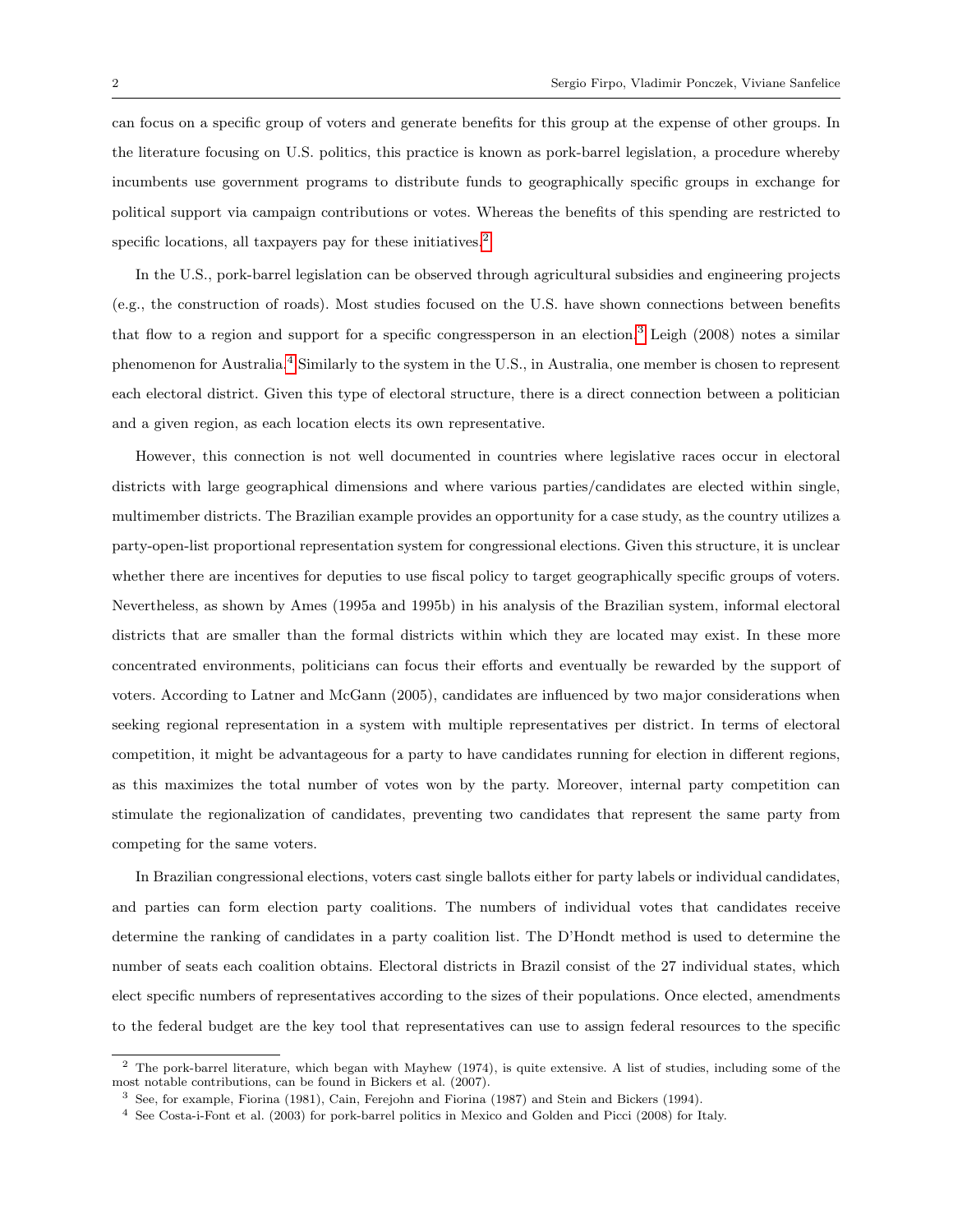can focus on a specific group of voters and generate benefits for this group at the expense of other groups. In the literature focusing on U.S. politics, this practice is known as pork-barrel legislation, a procedure whereby incumbents use government programs to distribute funds to geographically specific groups in exchange for political support via campaign contributions or votes. Whereas the benefits of this spending are restricted to specific locations, all taxpayers pay for these initiatives.[2]

In the U.S., pork-barrel legislation can be observed through agricultural subsidies and engineering projects (e.g., the construction of roads). Most studies focused on the U.S. have shown connections between benefits that flow to a region and support for a specific congressperson in an election.[3] Leigh (2008) notes a similar phenomenon for Australia.[4] Similarly to the system in the U.S., in Australia, one member is chosen to represent each electoral district. Given this type of electoral structure, there is a direct connection between a politician and a given region, as each location elects its own representative.

However, this connection is not well documented in countries where legislative races occur in electoral districts with large geographical dimensions and where various parties/candidates are elected within single, multimember districts. The Brazilian example provides an opportunity for a case study, as the country utilizes a party-open-list proportional representation system for congressional elections. Given this structure, it is unclear whether there are incentives for deputies to use fiscal policy to target geographically specific groups of voters. Nevertheless, as shown by Ames (1995a and 1995b) in his analysis of the Brazilian system, informal electoral districts that are smaller than the formal districts within which they are located may exist. In these more concentrated environments, politicians can focus their efforts and eventually be rewarded by the support of voters. According to Latner and McGann (2005), candidates are influenced by two major considerations when seeking regional representation in a system with multiple representatives per district. In terms of electoral competition, it might be advantageous for a party to have candidates running for election in different regions, as this maximizes the total number of votes won by the party. Moreover, internal party competition can stimulate the regionalization of candidates, preventing two candidates that represent the same party from competing for the same voters.

In Brazilian congressional elections, voters cast single ballots either for party labels or individual candidates, and parties can form election party coalitions. The numbers of individual votes that candidates receive determine the ranking of candidates in a party coalition list. The D'Hondt method is used to determine the number of seats each coalition obtains. Electoral districts in Brazil consist of the 27 individual states, which elect specific numbers of representatives according to the sizes of their populations. Once elected, amendments to the federal budget are the key tool that representatives can use to assign federal resources to the specific

---

[2] The pork-barrel literature, which began with Mayhew (1974), is quite extensive. A list of studies, including some of the most notable contributions, can be found in Bickers et al. (2007).

[3] See, for example, Fiorina (1981), Cain, Ferejohn and Fiorina (1987) and Stein and Bickers (1994).

[4] See Costa-i-Font et al. (2003) for pork-barrel politics in Mexico and Golden and Picci (2008) for Italy.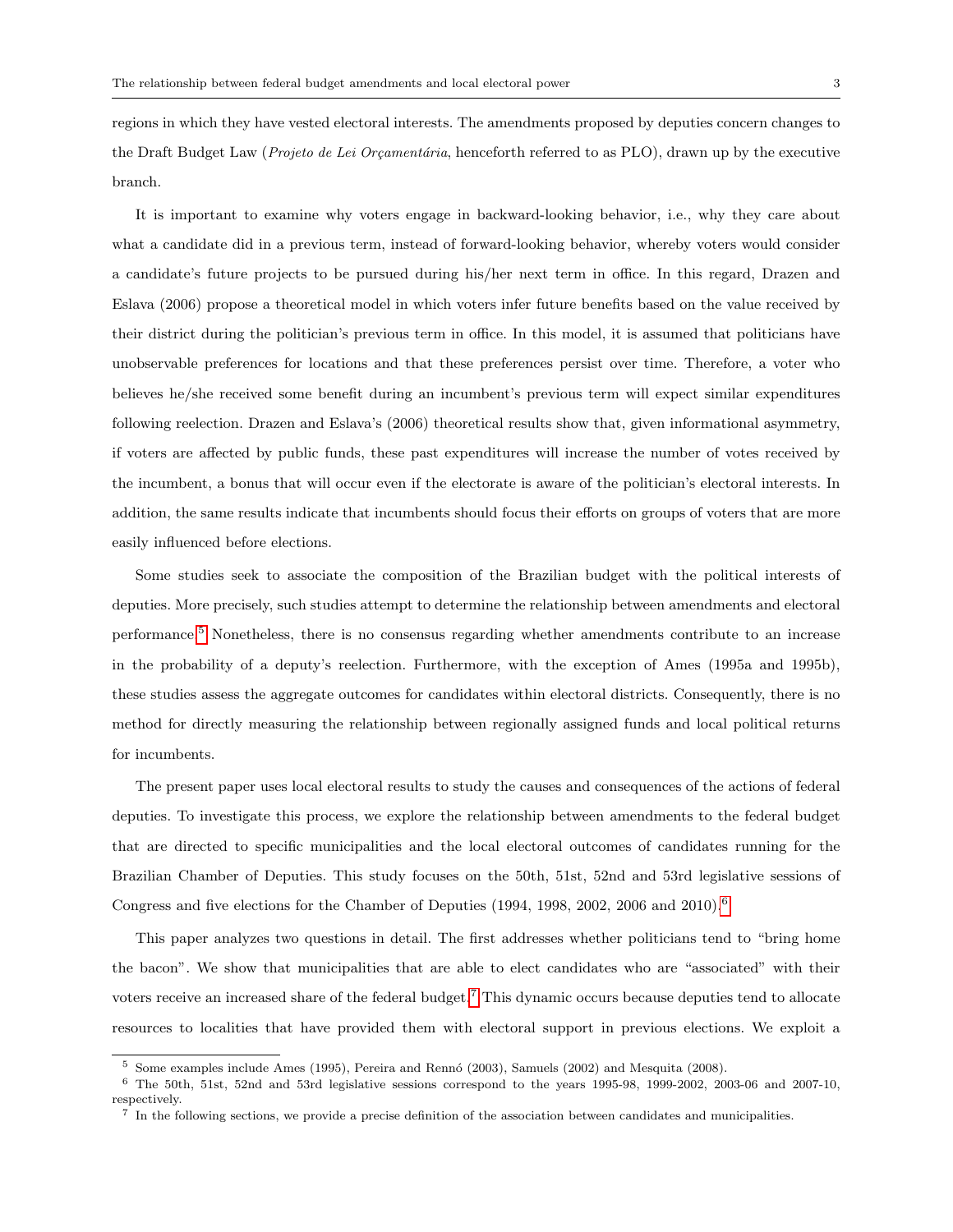regions in which they have vested electoral interests. The amendments proposed by deputies concern changes to the Draft Budget Law (*Projeto de Lei Orçamentária*, henceforth referred to as PLO), drawn up by the executive branch.

It is important to examine why voters engage in backward-looking behavior, i.e., why they care about what a candidate did in a previous term, instead of forward-looking behavior, whereby voters would consider a candidate's future projects to be pursued during his/her next term in office. In this regard, Drazen and Eslava (2006) propose a theoretical model in which voters infer future benefits based on the value received by their district during the politician's previous term in office. In this model, it is assumed that politicians have unobservable preferences for locations and that these preferences persist over time. Therefore, a voter who believes he/she received some benefit during an incumbent's previous term will expect similar expenditures following reelection. Drazen and Eslava's (2006) theoretical results show that, given informational asymmetry, if voters are affected by public funds, these past expenditures will increase the number of votes received by the incumbent, a bonus that will occur even if the electorate is aware of the politician's electoral interests. In addition, the same results indicate that incumbents should focus their efforts on groups of voters that are more easily influenced before elections.

Some studies seek to associate the composition of the Brazilian budget with the political interests of deputies. More precisely, such studies attempt to determine the relationship between amendments and electoral performance.[5] Nonetheless, there is no consensus regarding whether amendments contribute to an increase in the probability of a deputy's reelection. Furthermore, with the exception of Ames (1995a and 1995b), these studies assess the aggregate outcomes for candidates within electoral districts. Consequently, there is no method for directly measuring the relationship between regionally assigned funds and local political returns for incumbents.

The present paper uses local electoral results to study the causes and consequences of the actions of federal deputies. To investigate this process, we explore the relationship between amendments to the federal budget that are directed to specific municipalities and the local electoral outcomes of candidates running for the Brazilian Chamber of Deputies. This study focuses on the 50th, 51st, 52nd and 53rd legislative sessions of Congress and five elections for the Chamber of Deputies (1994, 1998, 2002, 2006 and 2010).[6]

This paper analyzes two questions in detail. The first addresses whether politicians tend to "bring home the bacon". We show that municipalities that are able to elect candidates who are "associated" with their voters receive an increased share of the federal budget.[7] This dynamic occurs because deputies tend to allocate resources to localities that have provided them with electoral support in previous elections. We exploit a

---

[5] Some examples include Ames (1995), Pereira and Rennó (2003), Samuels (2002) and Mesquita (2008).

[6] The 50th, 51st, 52nd and 53rd legislative sessions correspond to the years 1995-98, 1999-2002, 2003-06 and 2007-10, respectively.

[7] In the following sections, we provide a precise definition of the association between candidates and municipalities.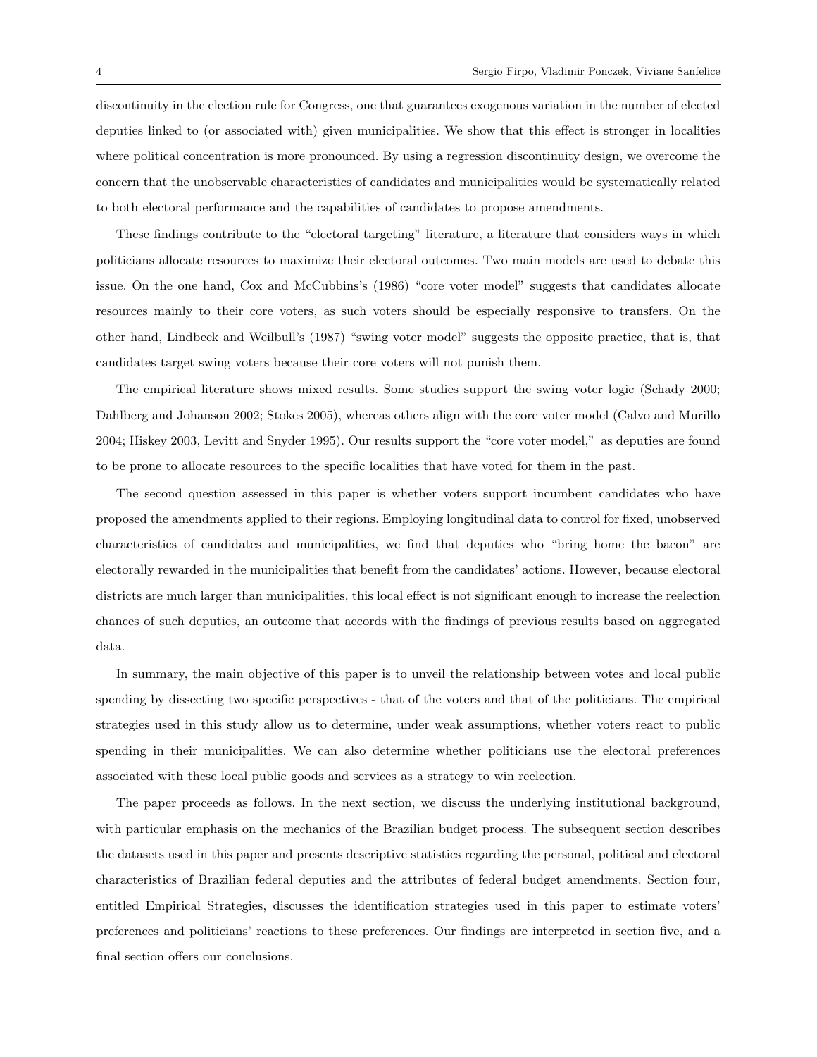discontinuity in the election rule for Congress, one that guarantees exogenous variation in the number of elected deputies linked to (or associated with) given municipalities. We show that this effect is stronger in localities where political concentration is more pronounced. By using a regression discontinuity design, we overcome the concern that the unobservable characteristics of candidates and municipalities would be systematically related to both electoral performance and the capabilities of candidates to propose amendments.

These findings contribute to the "electoral targeting" literature, a literature that considers ways in which politicians allocate resources to maximize their electoral outcomes. Two main models are used to debate this issue. On the one hand, Cox and McCubbins's (1986) "core voter model" suggests that candidates allocate resources mainly to their core voters, as such voters should be especially responsive to transfers. On the other hand, Lindbeck and Weilbull's (1987) "swing voter model" suggests the opposite practice, that is, that candidates target swing voters because their core voters will not punish them.

The empirical literature shows mixed results. Some studies support the swing voter logic (Schady 2000; Dahlberg and Johanson 2002; Stokes 2005), whereas others align with the core voter model (Calvo and Murillo 2004; Hiskey 2003, Levitt and Snyder 1995). Our results support the "core voter model," as deputies are found to be prone to allocate resources to the specific localities that have voted for them in the past.

The second question assessed in this paper is whether voters support incumbent candidates who have proposed the amendments applied to their regions. Employing longitudinal data to control for fixed, unobserved characteristics of candidates and municipalities, we find that deputies who "bring home the bacon" are electorally rewarded in the municipalities that benefit from the candidates' actions. However, because electoral districts are much larger than municipalities, this local effect is not significant enough to increase the reelection chances of such deputies, an outcome that accords with the findings of previous results based on aggregated data.

In summary, the main objective of this paper is to unveil the relationship between votes and local public spending by dissecting two specific perspectives - that of the voters and that of the politicians. The empirical strategies used in this study allow us to determine, under weak assumptions, whether voters react to public spending in their municipalities. We can also determine whether politicians use the electoral preferences associated with these local public goods and services as a strategy to win reelection.

The paper proceeds as follows. In the next section, we discuss the underlying institutional background, with particular emphasis on the mechanics of the Brazilian budget process. The subsequent section describes the datasets used in this paper and presents descriptive statistics regarding the personal, political and electoral characteristics of Brazilian federal deputies and the attributes of federal budget amendments. Section four, entitled Empirical Strategies, discusses the identification strategies used in this paper to estimate voters' preferences and politicians' reactions to these preferences. Our findings are interpreted in section five, and a final section offers our conclusions.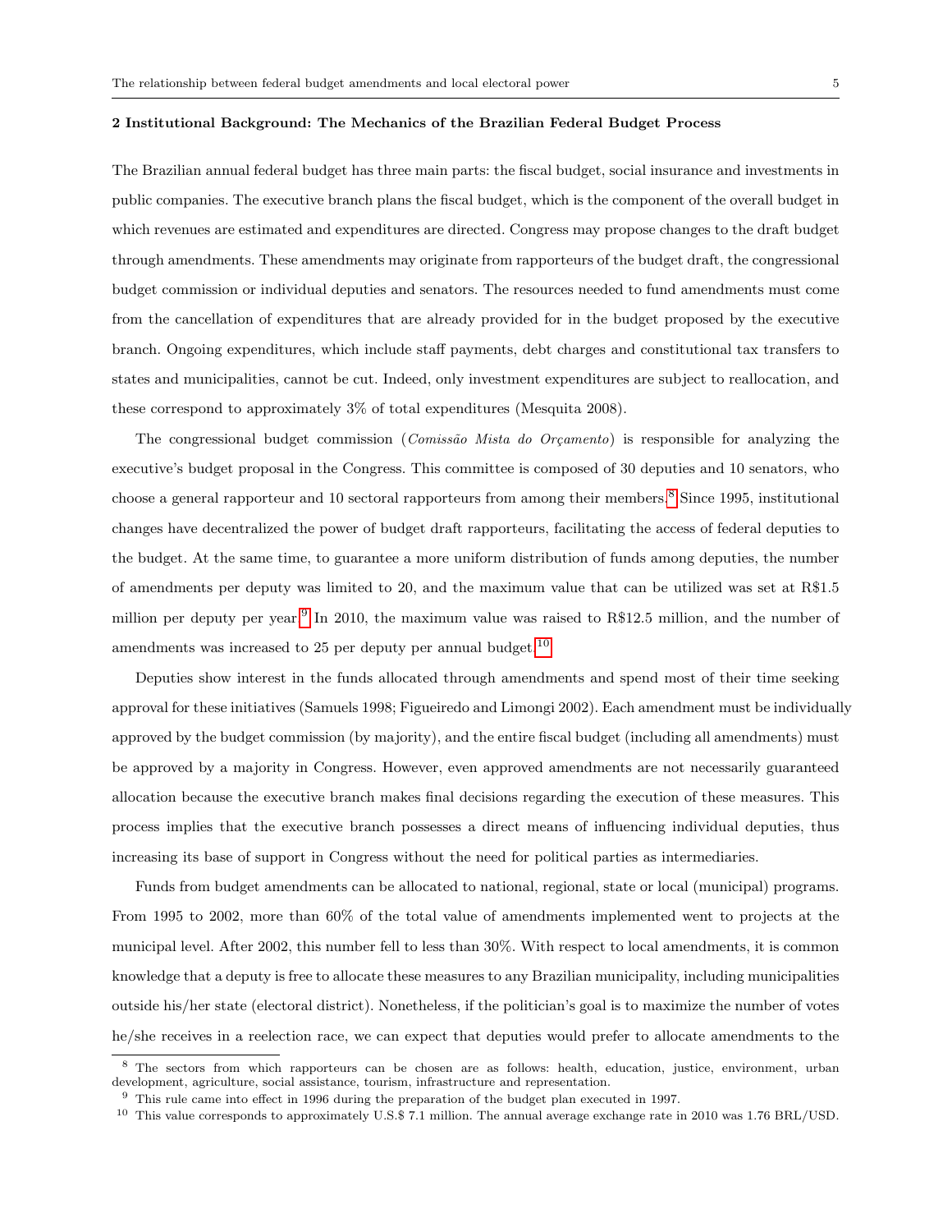## 2 Institutional Background: The Mechanics of the Brazilian Federal Budget Process

The Brazilian annual federal budget has three main parts: the fiscal budget, social insurance and investments in public companies. The executive branch plans the fiscal budget, which is the component of the overall budget in which revenues are estimated and expenditures are directed. Congress may propose changes to the draft budget through amendments. These amendments may originate from rapporteurs of the budget draft, the congressional budget commission or individual deputies and senators. The resources needed to fund amendments must come from the cancellation of expenditures that are already provided for in the budget proposed by the executive branch. Ongoing expenditures, which include staff payments, debt charges and constitutional tax transfers to states and municipalities, cannot be cut. Indeed, only investment expenditures are subject to reallocation, and these correspond to approximately 3% of total expenditures (Mesquita 2008).

The congressional budget commission (*Comissão Mista do Orçamento*) is responsible for analyzing the executive's budget proposal in the Congress. This committee is composed of 30 deputies and 10 senators, who choose a general rapporteur and 10 sectoral rapporteurs from among their members.[8] Since 1995, institutional changes have decentralized the power of budget draft rapporteurs, facilitating the access of federal deputies to the budget. At the same time, to guarantee a more uniform distribution of funds among deputies, the number of amendments per deputy was limited to 20, and the maximum value that can be utilized was set at R$1.5 million per deputy per year.[9] In 2010, the maximum value was raised to R$12.5 million, and the number of amendments was increased to 25 per deputy per annual budget.[10]

Deputies show interest in the funds allocated through amendments and spend most of their time seeking approval for these initiatives (Samuels 1998; Figueiredo and Limongi 2002). Each amendment must be individually approved by the budget commission (by majority), and the entire fiscal budget (including all amendments) must be approved by a majority in Congress. However, even approved amendments are not necessarily guaranteed allocation because the executive branch makes final decisions regarding the execution of these measures. This process implies that the executive branch possesses a direct means of influencing individual deputies, thus increasing its base of support in Congress without the need for political parties as intermediaries.

Funds from budget amendments can be allocated to national, regional, state or local (municipal) programs. From 1995 to 2002, more than 60% of the total value of amendments implemented went to projects at the municipal level. After 2002, this number fell to less than 30%. With respect to local amendments, it is common knowledge that a deputy is free to allocate these measures to any Brazilian municipality, including municipalities outside his/her state (electoral district). Nonetheless, if the politician's goal is to maximize the number of votes he/she receives in a reelection race, we can expect that deputies would prefer to allocate amendments to the

---

[8] The sectors from which rapporteurs can be chosen are as follows: health, education, justice, environment, urban development, agriculture, social assistance, tourism, infrastructure and representation.

[9] This rule came into effect in 1996 during the preparation of the budget plan executed in 1997.

[10] This value corresponds to approximately U.S.$ 7.1 million. The annual average exchange rate in 2010 was 1.76 BRL/USD.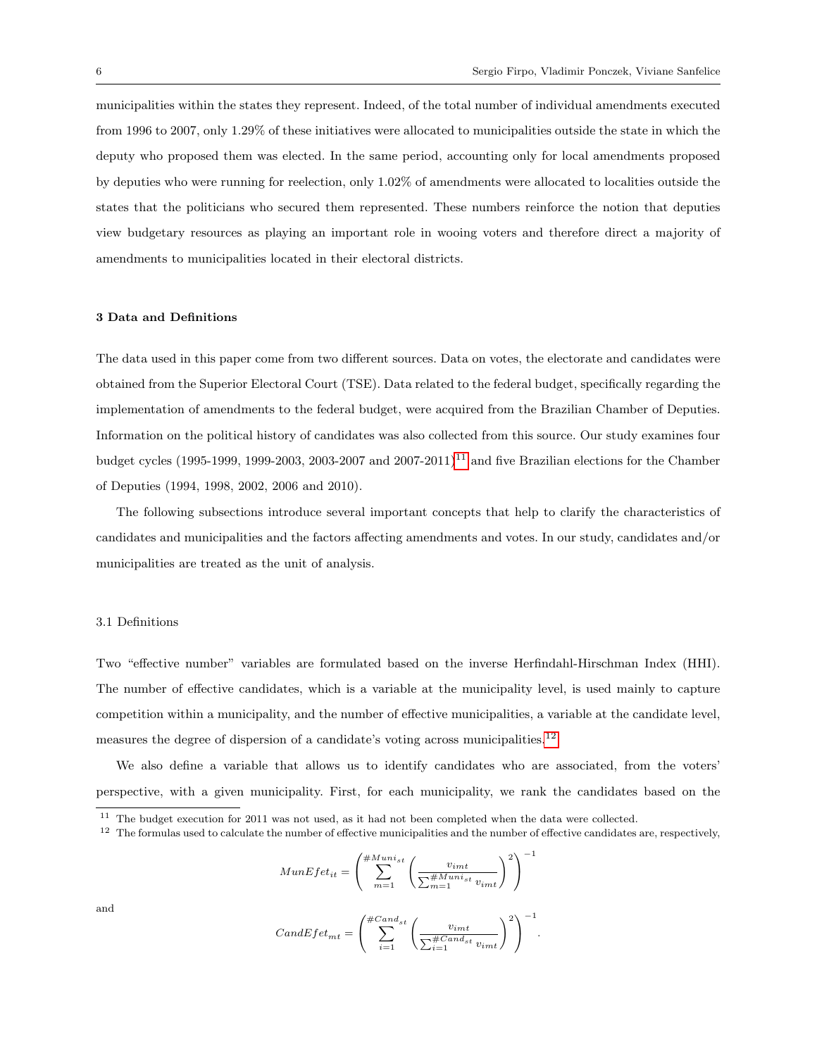municipalities within the states they represent. Indeed, of the total number of individual amendments executed from 1996 to 2007, only 1.29% of these initiatives were allocated to municipalities outside the state in which the deputy who proposed them was elected. In the same period, accounting only for local amendments proposed by deputies who were running for reelection, only 1.02% of amendments were allocated to localities outside the states that the politicians who secured them represented. These numbers reinforce the notion that deputies view budgetary resources as playing an important role in wooing voters and therefore direct a majority of amendments to municipalities located in their electoral districts.

## 3 Data and Definitions

The data used in this paper come from two different sources. Data on votes, the electorate and candidates were obtained from the Superior Electoral Court (TSE). Data related to the federal budget, specifically regarding the implementation of amendments to the federal budget, were acquired from the Brazilian Chamber of Deputies. Information on the political history of candidates was also collected from this source. Our study examines four budget cycles (1995-1999, 1999-2003, 2003-2007 and 2007-2011)[11] and five Brazilian elections for the Chamber of Deputies (1994, 1998, 2002, 2006 and 2010).

The following subsections introduce several important concepts that help to clarify the characteristics of candidates and municipalities and the factors affecting amendments and votes. In our study, candidates and/or municipalities are treated as the unit of analysis.

### 3.1 Definitions

Two "effective number" variables are formulated based on the inverse Herfindahl-Hirschman Index (HHI). The number of effective candidates, which is a variable at the municipality level, is used mainly to capture competition within a municipality, and the number of effective municipalities, a variable at the candidate level, measures the degree of dispersion of a candidate's voting across municipalities.[12]

We also define a variable that allows us to identify candidates who are associated, from the voters' perspective, with a given municipality. First, for each municipality, we rank the candidates based on the

[11] The budget execution for 2011 was not used, as it had not been completed when the data were collected.

[12] The formulas used to calculate the number of effective municipalities and the number of effective candidates are, respectively,

$$MunEfet_{it} = \left( \sum_{m=1}^{\#Muni_{st}} \left( \frac{v_{imt}}{\sum_{m=1}^{\#Muni_{st}} v_{imt}} \right)^2 \right)^{-1}$$

and

$$CandEfet_{mt} = \left( \sum_{i=1}^{\#Cand_{st}} \left( \frac{v_{imt}}{\sum_{i=1}^{\#Cand_{st}} v_{imt}} \right)^2 \right)^{-1}.$$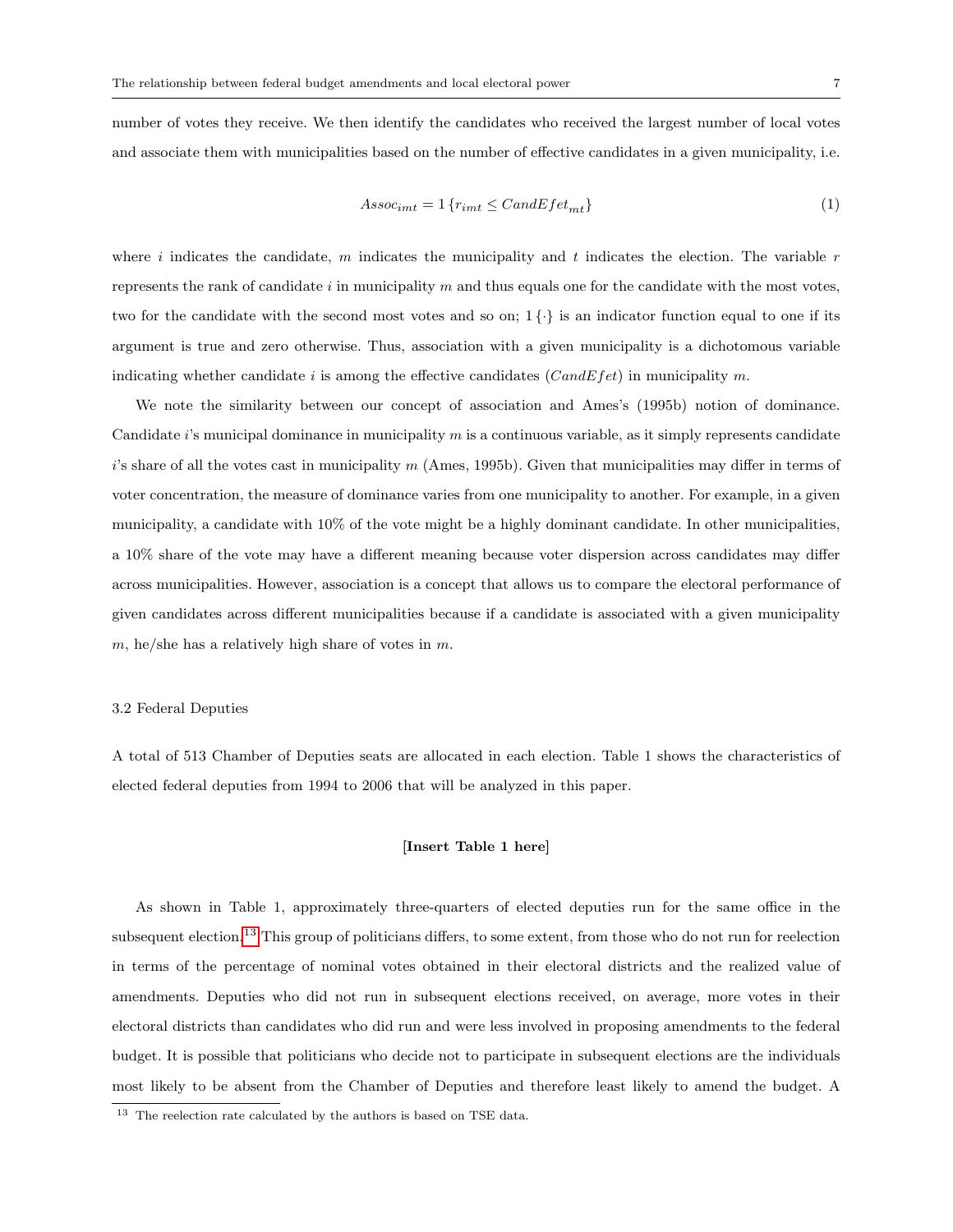number of votes they receive. We then identify the candidates who received the largest number of local votes and associate them with municipalities based on the number of effective candidates in a given municipality, i.e.

$$Assoc_{imt} = 1\left\{r_{imt} \leq CandEfet_{mt}\right\} \tag{1}$$

where $i$ indicates the candidate, $m$ indicates the municipality and $t$ indicates the election. The variable $r$ represents the rank of candidate $i$ in municipality $m$ and thus equals one for the candidate with the most votes, two for the candidate with the second most votes and so on; $1\{\cdot\}$ is an indicator function equal to one if its argument is true and zero otherwise. Thus, association with a given municipality is a dichotomous variable indicating whether candidate $i$ is among the effective candidates ($CandEfet$) in municipality $m$.

We note the similarity between our concept of association and Ames's (1995b) notion of dominance. Candidate $i$'s municipal dominance in municipality $m$ is a continuous variable, as it simply represents candidate $i$'s share of all the votes cast in municipality $m$ (Ames, 1995b). Given that municipalities may differ in terms of voter concentration, the measure of dominance varies from one municipality to another. For example, in a given municipality, a candidate with 10% of the vote might be a highly dominant candidate. In other municipalities, a 10% share of the vote may have a different meaning because voter dispersion across candidates may differ across municipalities. However, association is a concept that allows us to compare the electoral performance of given candidates across different municipalities because if a candidate is associated with a given municipality $m$, he/she has a relatively high share of votes in $m$.

### 3.2 Federal Deputies

A total of 513 Chamber of Deputies seats are allocated in each election. Table 1 shows the characteristics of elected federal deputies from 1994 to 2006 that will be analyzed in this paper.

**[Insert Table 1 here]**

As shown in Table 1, approximately three-quarters of elected deputies run for the same office in the subsequent election.[13] This group of politicians differs, to some extent, from those who do not run for reelection in terms of the percentage of nominal votes obtained in their electoral districts and the realized value of amendments. Deputies who did not run in subsequent elections received, on average, more votes in their electoral districts than candidates who did run and were less involved in proposing amendments to the federal budget. It is possible that politicians who decide not to participate in subsequent elections are the individuals most likely to be absent from the Chamber of Deputies and therefore least likely to amend the budget. A

[13] The reelection rate calculated by the authors is based on TSE data.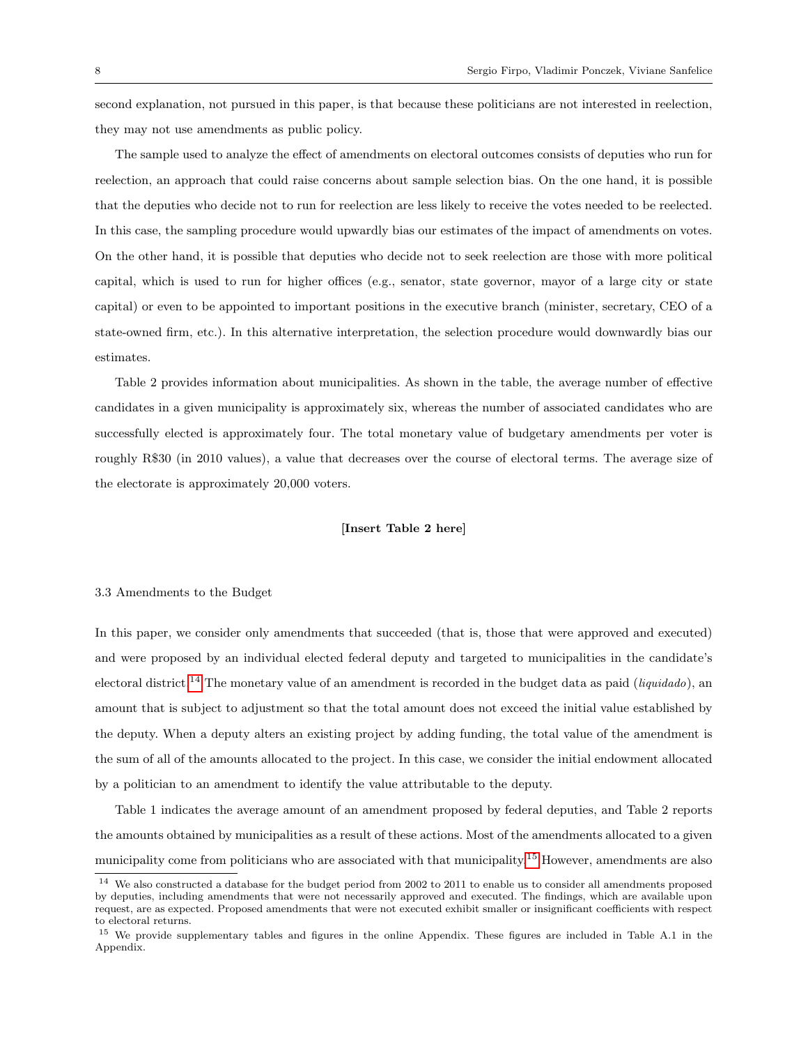second explanation, not pursued in this paper, is that because these politicians are not interested in reelection, they may not use amendments as public policy.

The sample used to analyze the effect of amendments on electoral outcomes consists of deputies who run for reelection, an approach that could raise concerns about sample selection bias. On the one hand, it is possible that the deputies who decide not to run for reelection are less likely to receive the votes needed to be reelected. In this case, the sampling procedure would upwardly bias our estimates of the impact of amendments on votes. On the other hand, it is possible that deputies who decide not to seek reelection are those with more political capital, which is used to run for higher offices (e.g., senator, state governor, mayor of a large city or state capital) or even to be appointed to important positions in the executive branch (minister, secretary, CEO of a state-owned firm, etc.). In this alternative interpretation, the selection procedure would downwardly bias our estimates.

Table 2 provides information about municipalities. As shown in the table, the average number of effective candidates in a given municipality is approximately six, whereas the number of associated candidates who are successfully elected is approximately four. The total monetary value of budgetary amendments per voter is roughly R$30 (in 2010 values), a value that decreases over the course of electoral terms. The average size of the electorate is approximately 20,000 voters.

**[Insert Table 2 here]**

### 3.3 Amendments to the Budget

In this paper, we consider only amendments that succeeded (that is, those that were approved and executed) and were proposed by an individual elected federal deputy and targeted to municipalities in the candidate's electoral district.[14] The monetary value of an amendment is recorded in the budget data as paid (*liquidado*), an amount that is subject to adjustment so that the total amount does not exceed the initial value established by the deputy. When a deputy alters an existing project by adding funding, the total value of the amendment is the sum of all of the amounts allocated to the project. In this case, we consider the initial endowment allocated by a politician to an amendment to identify the value attributable to the deputy.

Table 1 indicates the average amount of an amendment proposed by federal deputies, and Table 2 reports the amounts obtained by municipalities as a result of these actions. Most of the amendments allocated to a given municipality come from politicians who are associated with that municipality.[15] However, amendments are also

[14] We also constructed a database for the budget period from 2002 to 2011 to enable us to consider all amendments proposed by deputies, including amendments that were not necessarily approved and executed. The findings, which are available upon request, are as expected. Proposed amendments that were not executed exhibit smaller or insignificant coefficients with respect to electoral returns.

[15] We provide supplementary tables and figures in the online Appendix. These figures are included in Table A.1 in the Appendix.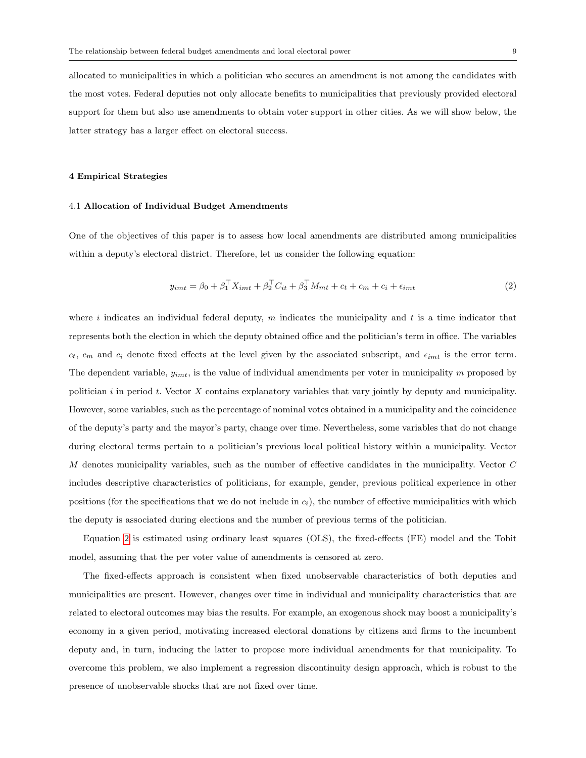allocated to municipalities in which a politician who secures an amendment is not among the candidates with the most votes. Federal deputies not only allocate benefits to municipalities that previously provided electoral support for them but also use amendments to obtain voter support in other cities. As we will show below, the latter strategy has a larger effect on electoral success.

## 4 Empirical Strategies

### 4.1 Allocation of Individual Budget Amendments

One of the objectives of this paper is to assess how local amendments are distributed among municipalities within a deputy's electoral district. Therefore, let us consider the following equation:

$$y_{imt} = \beta_0 + \beta_1^\top X_{imt} + \beta_2^\top C_{it} + \beta_3^\top M_{mt} + c_t + c_m + c_i + \epsilon_{imt} \tag{2}$$

where $i$ indicates an individual federal deputy, $m$ indicates the municipality and $t$ is a time indicator that represents both the election in which the deputy obtained office and the politician's term in office. The variables $c_t$, $c_m$ and $c_i$ denote fixed effects at the level given by the associated subscript, and $\epsilon_{imt}$ is the error term. The dependent variable, $y_{imt}$, is the value of individual amendments per voter in municipality $m$ proposed by politician $i$ in period $t$. Vector $X$ contains explanatory variables that vary jointly by deputy and municipality. However, some variables, such as the percentage of nominal votes obtained in a municipality and the coincidence of the deputy's party and the mayor's party, change over time. Nevertheless, some variables that do not change during electoral terms pertain to a politician's previous local political history within a municipality. Vector $M$ denotes municipality variables, such as the number of effective candidates in the municipality. Vector $C$ includes descriptive characteristics of politicians, for example, gender, previous political experience in other positions (for the specifications that we do not include in $c_i$), the number of effective municipalities with which the deputy is associated during elections and the number of previous terms of the politician.

Equation 2 is estimated using ordinary least squares (OLS), the fixed-effects (FE) model and the Tobit model, assuming that the per voter value of amendments is censored at zero.

The fixed-effects approach is consistent when fixed unobservable characteristics of both deputies and municipalities are present. However, changes over time in individual and municipality characteristics that are related to electoral outcomes may bias the results. For example, an exogenous shock may boost a municipality's economy in a given period, motivating increased electoral donations by citizens and firms to the incumbent deputy and, in turn, inducing the latter to propose more individual amendments for that municipality. To overcome this problem, we also implement a regression discontinuity design approach, which is robust to the presence of unobservable shocks that are not fixed over time.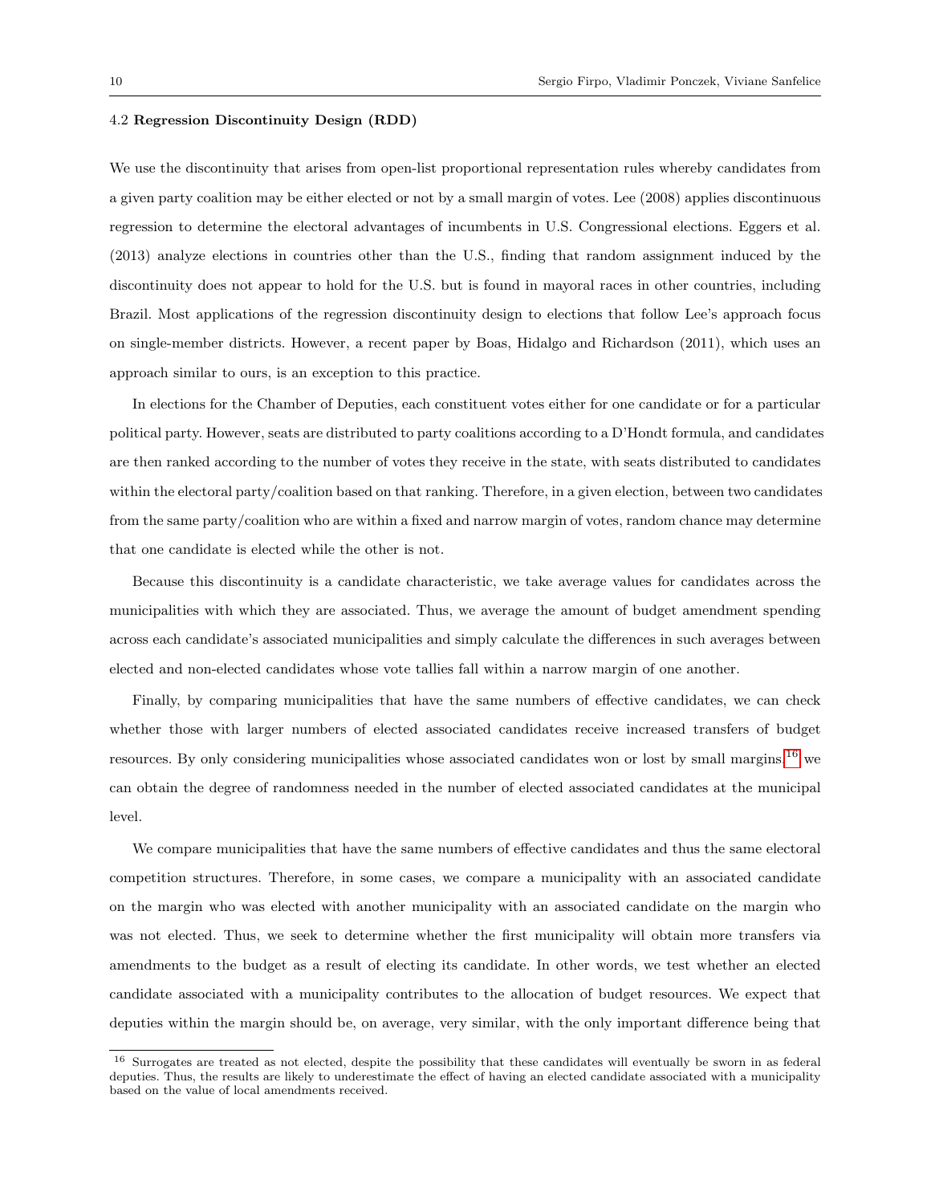### 4.2 Regression Discontinuity Design (RDD)

We use the discontinuity that arises from open-list proportional representation rules whereby candidates from a given party coalition may be either elected or not by a small margin of votes. Lee (2008) applies discontinuous regression to determine the electoral advantages of incumbents in U.S. Congressional elections. Eggers et al. (2013) analyze elections in countries other than the U.S., finding that random assignment induced by the discontinuity does not appear to hold for the U.S. but is found in mayoral races in other countries, including Brazil. Most applications of the regression discontinuity design to elections that follow Lee's approach focus on single-member districts. However, a recent paper by Boas, Hidalgo and Richardson (2011), which uses an approach similar to ours, is an exception to this practice.

In elections for the Chamber of Deputies, each constituent votes either for one candidate or for a particular political party. However, seats are distributed to party coalitions according to a D'Hondt formula, and candidates are then ranked according to the number of votes they receive in the state, with seats distributed to candidates within the electoral party/coalition based on that ranking. Therefore, in a given election, between two candidates from the same party/coalition who are within a fixed and narrow margin of votes, random chance may determine that one candidate is elected while the other is not.

Because this discontinuity is a candidate characteristic, we take average values for candidates across the municipalities with which they are associated. Thus, we average the amount of budget amendment spending across each candidate's associated municipalities and simply calculate the differences in such averages between elected and non-elected candidates whose vote tallies fall within a narrow margin of one another.

Finally, by comparing municipalities that have the same numbers of effective candidates, we can check whether those with larger numbers of elected associated candidates receive increased transfers of budget resources. By only considering municipalities whose associated candidates won or lost by small margins,[16] we can obtain the degree of randomness needed in the number of elected associated candidates at the municipal level.

We compare municipalities that have the same numbers of effective candidates and thus the same electoral competition structures. Therefore, in some cases, we compare a municipality with an associated candidate on the margin who was elected with another municipality with an associated candidate on the margin who was not elected. Thus, we seek to determine whether the first municipality will obtain more transfers via amendments to the budget as a result of electing its candidate. In other words, we test whether an elected candidate associated with a municipality contributes to the allocation of budget resources. We expect that deputies within the margin should be, on average, very similar, with the only important difference being that

[16] Surrogates are treated as not elected, despite the possibility that these candidates will eventually be sworn in as federal deputies. Thus, the results are likely to underestimate the effect of having an elected candidate associated with a municipality based on the value of local amendments received.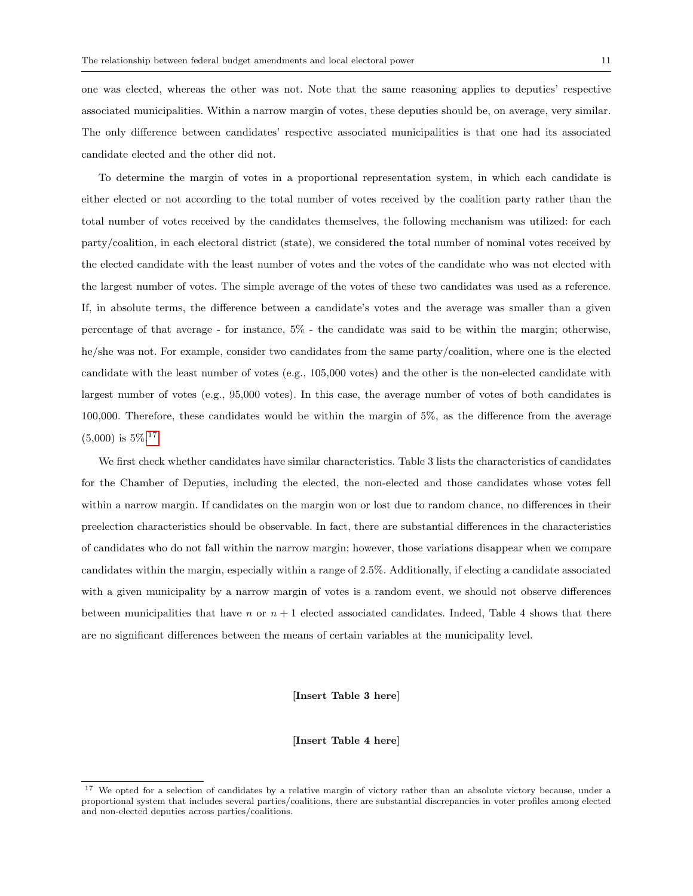one was elected, whereas the other was not. Note that the same reasoning applies to deputies' respective associated municipalities. Within a narrow margin of votes, these deputies should be, on average, very similar. The only difference between candidates' respective associated municipalities is that one had its associated candidate elected and the other did not.

To determine the margin of votes in a proportional representation system, in which each candidate is either elected or not according to the total number of votes received by the coalition party rather than the total number of votes received by the candidates themselves, the following mechanism was utilized: for each party/coalition, in each electoral district (state), we considered the total number of nominal votes received by the elected candidate with the least number of votes and the votes of the candidate who was not elected with the largest number of votes. The simple average of the votes of these two candidates was used as a reference. If, in absolute terms, the difference between a candidate's votes and the average was smaller than a given percentage of that average - for instance, 5% - the candidate was said to be within the margin; otherwise, he/she was not. For example, consider two candidates from the same party/coalition, where one is the elected candidate with the least number of votes (e.g., 105,000 votes) and the other is the non-elected candidate with largest number of votes (e.g., 95,000 votes). In this case, the average number of votes of both candidates is 100,000. Therefore, these candidates would be within the margin of 5%, as the difference from the average (5,000) is 5%.[17]

We first check whether candidates have similar characteristics. Table 3 lists the characteristics of candidates for the Chamber of Deputies, including the elected, the non-elected and those candidates whose votes fell within a narrow margin. If candidates on the margin won or lost due to random chance, no differences in their preelection characteristics should be observable. In fact, there are substantial differences in the characteristics of candidates who do not fall within the narrow margin; however, those variations disappear when we compare candidates within the margin, especially within a range of 2.5%. Additionally, if electing a candidate associated with a given municipality by a narrow margin of votes is a random event, we should not observe differences between municipalities that have $n$ or $n+1$ elected associated candidates. Indeed, Table 4 shows that there are no significant differences between the means of certain variables at the municipality level.

**[Insert Table 3 here]**

**[Insert Table 4 here]**

[17] We opted for a selection of candidates by a relative margin of victory rather than an absolute victory because, under a proportional system that includes several parties/coalitions, there are substantial discrepancies in voter profiles among elected and non-elected deputies across parties/coalitions.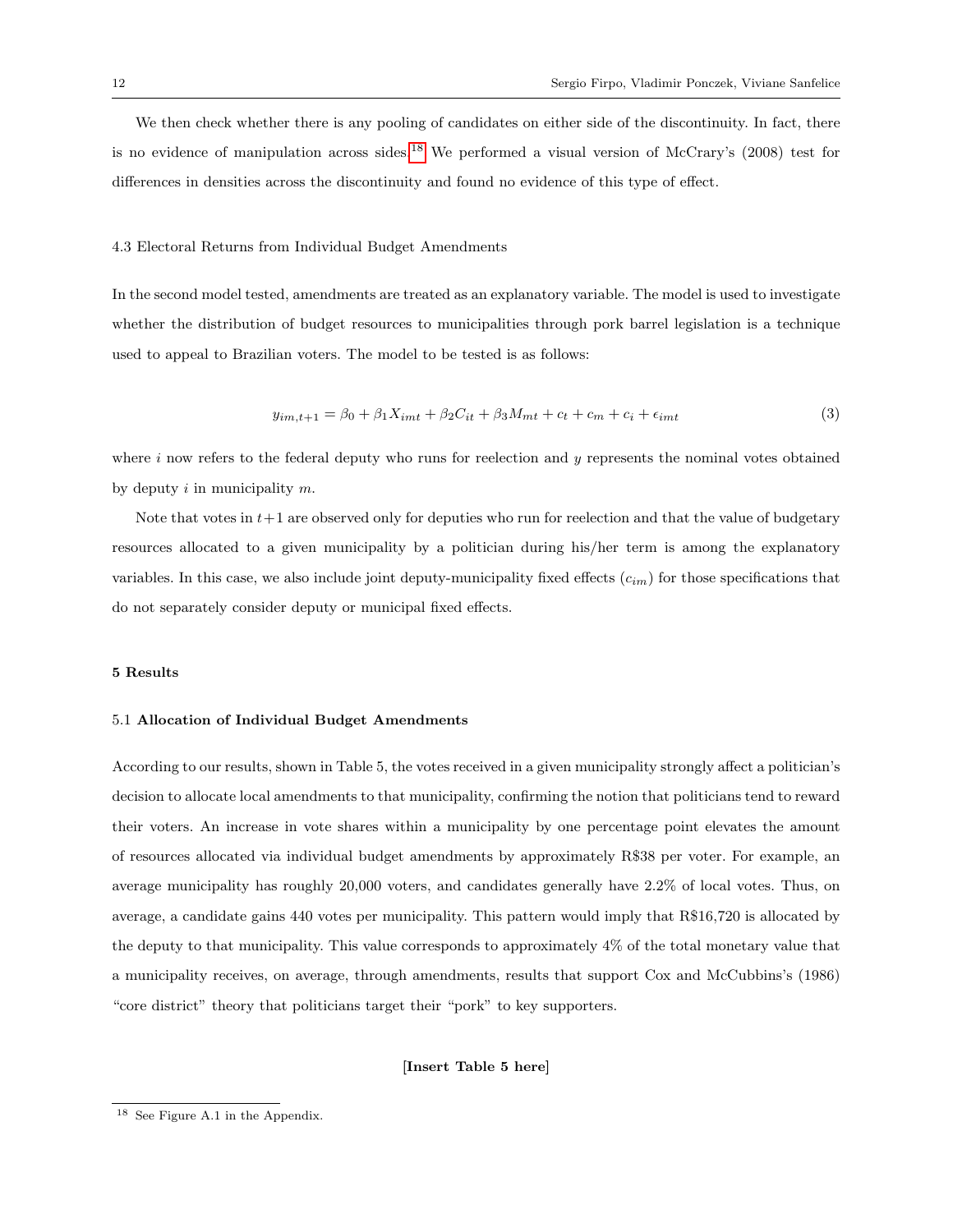We then check whether there is any pooling of candidates on either side of the discontinuity. In fact, there is no evidence of manipulation across sides.[18] We performed a visual version of McCrary's (2008) test for differences in densities across the discontinuity and found no evidence of this type of effect.

### 4.3 Electoral Returns from Individual Budget Amendments

In the second model tested, amendments are treated as an explanatory variable. The model is used to investigate whether the distribution of budget resources to municipalities through pork barrel legislation is a technique used to appeal to Brazilian voters. The model to be tested is as follows:

$$y_{im,t+1} = \beta_0 + \beta_1 X_{imt} + \beta_2 C_{it} + \beta_3 M_{mt} + c_t + c_m + c_i + \epsilon_{imt} \tag{3}$$

where $i$ now refers to the federal deputy who runs for reelection and $y$ represents the nominal votes obtained by deputy $i$ in municipality $m$.

Note that votes in $t+1$ are observed only for deputies who run for reelection and that the value of budgetary resources allocated to a given municipality by a politician during his/her term is among the explanatory variables. In this case, we also include joint deputy-municipality fixed effects ($c_{im}$) for those specifications that do not separately consider deputy or municipal fixed effects.

## 5 Results

### 5.1 Allocation of Individual Budget Amendments

According to our results, shown in Table 5, the votes received in a given municipality strongly affect a politician's decision to allocate local amendments to that municipality, confirming the notion that politicians tend to reward their voters. An increase in vote shares within a municipality by one percentage point elevates the amount of resources allocated via individual budget amendments by approximately R$38 per voter. For example, an average municipality has roughly 20,000 voters, and candidates generally have 2.2% of local votes. Thus, on average, a candidate gains 440 votes per municipality. This pattern would imply that R$16,720 is allocated by the deputy to that municipality. This value corresponds to approximately 4% of the total monetary value that a municipality receives, on average, through amendments, results that support Cox and McCubbins's (1986) "core district" theory that politicians target their "pork" to key supporters.

**[Insert Table 5 here]**

[18] See Figure A.1 in the Appendix.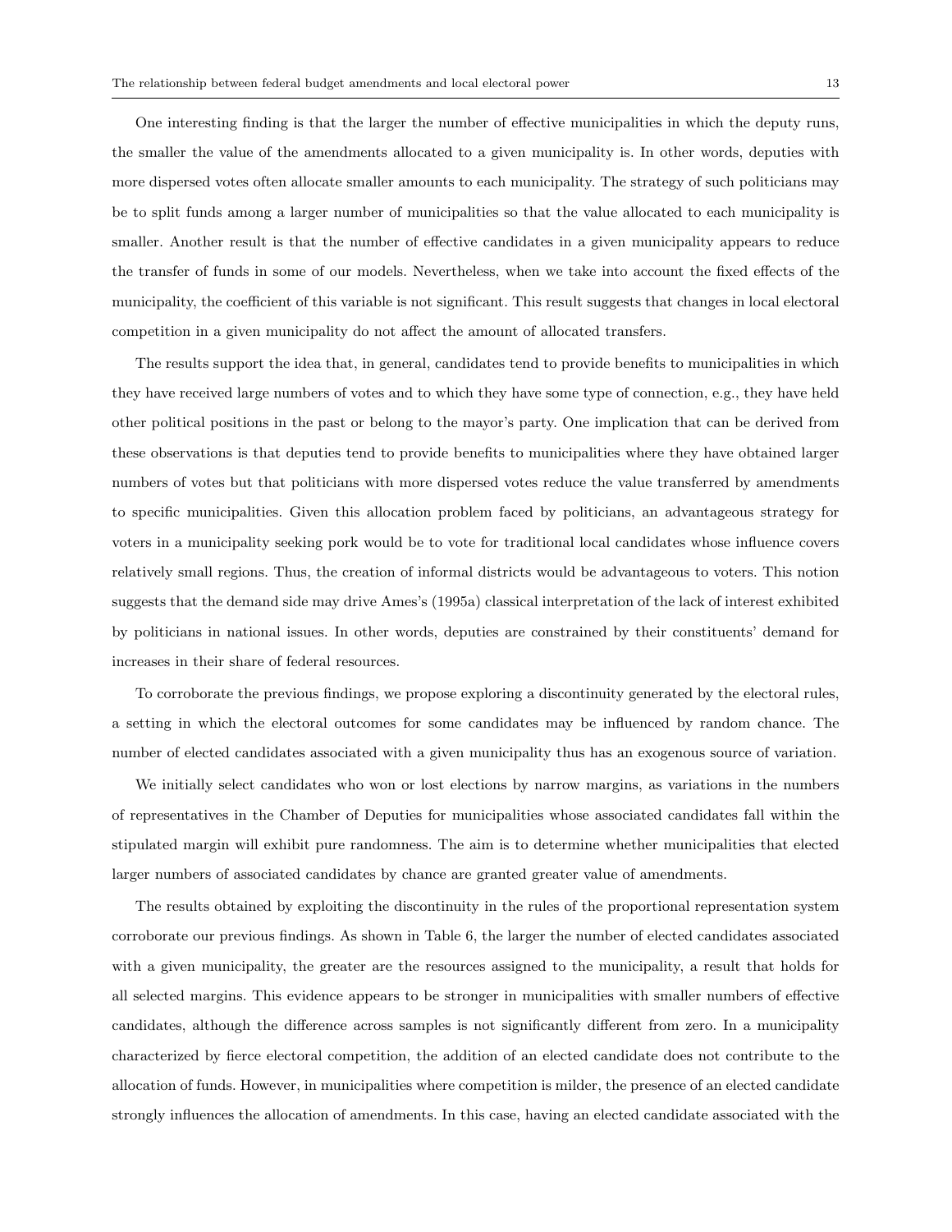One interesting finding is that the larger the number of effective municipalities in which the deputy runs, the smaller the value of the amendments allocated to a given municipality is. In other words, deputies with more dispersed votes often allocate smaller amounts to each municipality. The strategy of such politicians may be to split funds among a larger number of municipalities so that the value allocated to each municipality is smaller. Another result is that the number of effective candidates in a given municipality appears to reduce the transfer of funds in some of our models. Nevertheless, when we take into account the fixed effects of the municipality, the coefficient of this variable is not significant. This result suggests that changes in local electoral competition in a given municipality do not affect the amount of allocated transfers.

The results support the idea that, in general, candidates tend to provide benefits to municipalities in which they have received large numbers of votes and to which they have some type of connection, e.g., they have held other political positions in the past or belong to the mayor's party. One implication that can be derived from these observations is that deputies tend to provide benefits to municipalities where they have obtained larger numbers of votes but that politicians with more dispersed votes reduce the value transferred by amendments to specific municipalities. Given this allocation problem faced by politicians, an advantageous strategy for voters in a municipality seeking pork would be to vote for traditional local candidates whose influence covers relatively small regions. Thus, the creation of informal districts would be advantageous to voters. This notion suggests that the demand side may drive Ames's (1995a) classical interpretation of the lack of interest exhibited by politicians in national issues. In other words, deputies are constrained by their constituents' demand for increases in their share of federal resources.

To corroborate the previous findings, we propose exploring a discontinuity generated by the electoral rules, a setting in which the electoral outcomes for some candidates may be influenced by random chance. The number of elected candidates associated with a given municipality thus has an exogenous source of variation.

We initially select candidates who won or lost elections by narrow margins, as variations in the numbers of representatives in the Chamber of Deputies for municipalities whose associated candidates fall within the stipulated margin will exhibit pure randomness. The aim is to determine whether municipalities that elected larger numbers of associated candidates by chance are granted greater value of amendments.

The results obtained by exploiting the discontinuity in the rules of the proportional representation system corroborate our previous findings. As shown in Table 6, the larger the number of elected candidates associated with a given municipality, the greater are the resources assigned to the municipality, a result that holds for all selected margins. This evidence appears to be stronger in municipalities with smaller numbers of effective candidates, although the difference across samples is not significantly different from zero. In a municipality characterized by fierce electoral competition, the addition of an elected candidate does not contribute to the allocation of funds. However, in municipalities where competition is milder, the presence of an elected candidate strongly influences the allocation of amendments. In this case, having an elected candidate associated with the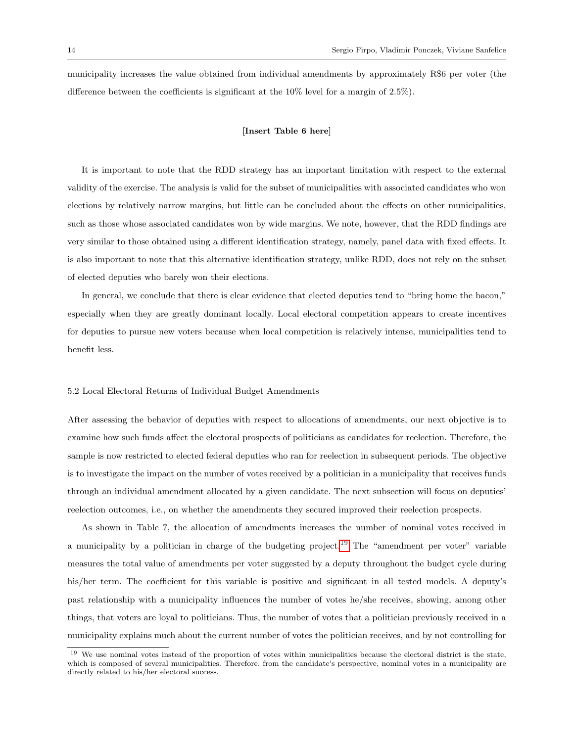municipality increases the value obtained from individual amendments by approximately R$6 per voter (the difference between the coefficients is significant at the 10% level for a margin of 2.5%).

**[Insert Table 6 here]**

It is important to note that the RDD strategy has an important limitation with respect to the external validity of the exercise. The analysis is valid for the subset of municipalities with associated candidates who won elections by relatively narrow margins, but little can be concluded about the effects on other municipalities, such as those whose associated candidates won by wide margins. We note, however, that the RDD findings are very similar to those obtained using a different identification strategy, namely, panel data with fixed effects. It is also important to note that this alternative identification strategy, unlike RDD, does not rely on the subset of elected deputies who barely won their elections.

In general, we conclude that there is clear evidence that elected deputies tend to "bring home the bacon," especially when they are greatly dominant locally. Local electoral competition appears to create incentives for deputies to pursue new voters because when local competition is relatively intense, municipalities tend to benefit less.

### 5.2 Local Electoral Returns of Individual Budget Amendments

After assessing the behavior of deputies with respect to allocations of amendments, our next objective is to examine how such funds affect the electoral prospects of politicians as candidates for reelection. Therefore, the sample is now restricted to elected federal deputies who ran for reelection in subsequent periods. The objective is to investigate the impact on the number of votes received by a politician in a municipality that receives funds through an individual amendment allocated by a given candidate. The next subsection will focus on deputies' reelection outcomes, i.e., on whether the amendments they secured improved their reelection prospects.

As shown in Table 7, the allocation of amendments increases the number of nominal votes received in a municipality by a politician in charge of the budgeting project.[19] The "amendment per voter" variable measures the total value of amendments per voter suggested by a deputy throughout the budget cycle during his/her term. The coefficient for this variable is positive and significant in all tested models. A deputy's past relationship with a municipality influences the number of votes he/she receives, showing, among other things, that voters are loyal to politicians. Thus, the number of votes that a politician previously received in a municipality explains much about the current number of votes the politician receives, and by not controlling for

[19] We use nominal votes instead of the proportion of votes within municipalities because the electoral district is the state, which is composed of several municipalities. Therefore, from the candidate's perspective, nominal votes in a municipality are directly related to his/her electoral success.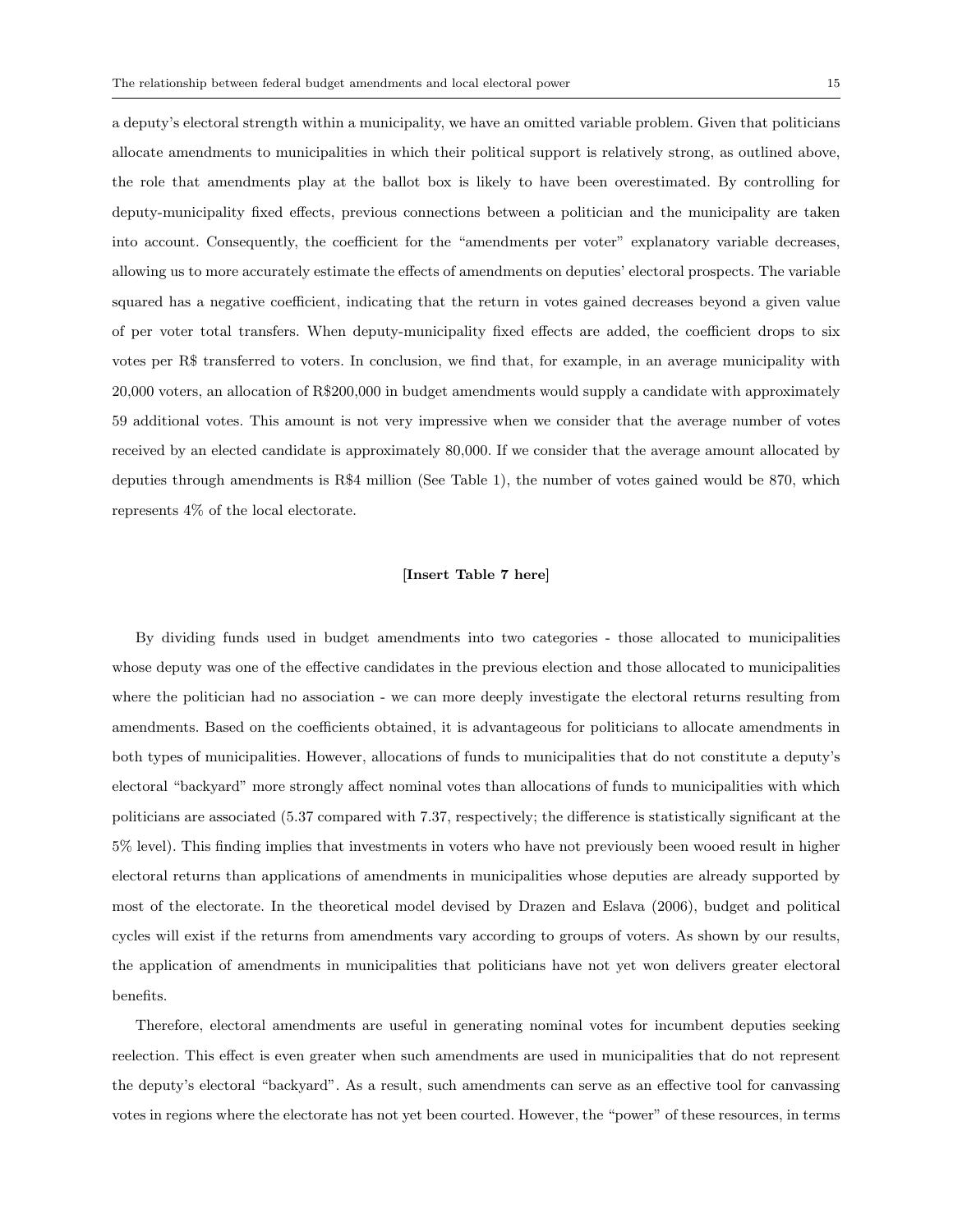a deputy's electoral strength within a municipality, we have an omitted variable problem. Given that politicians allocate amendments to municipalities in which their political support is relatively strong, as outlined above, the role that amendments play at the ballot box is likely to have been overestimated. By controlling for deputy-municipality fixed effects, previous connections between a politician and the municipality are taken into account. Consequently, the coefficient for the "amendments per voter" explanatory variable decreases, allowing us to more accurately estimate the effects of amendments on deputies' electoral prospects. The variable squared has a negative coefficient, indicating that the return in votes gained decreases beyond a given value of per voter total transfers. When deputy-municipality fixed effects are added, the coefficient drops to six votes per R$ transferred to voters. In conclusion, we find that, for example, in an average municipality with 20,000 voters, an allocation of R$200,000 in budget amendments would supply a candidate with approximately 59 additional votes. This amount is not very impressive when we consider that the average number of votes received by an elected candidate is approximately 80,000. If we consider that the average amount allocated by deputies through amendments is R$4 million (See Table 1), the number of votes gained would be 870, which represents 4% of the local electorate.

**[Insert Table 7 here]**

By dividing funds used in budget amendments into two categories - those allocated to municipalities whose deputy was one of the effective candidates in the previous election and those allocated to municipalities where the politician had no association - we can more deeply investigate the electoral returns resulting from amendments. Based on the coefficients obtained, it is advantageous for politicians to allocate amendments in both types of municipalities. However, allocations of funds to municipalities that do not constitute a deputy's electoral "backyard" more strongly affect nominal votes than allocations of funds to municipalities with which politicians are associated (5.37 compared with 7.37, respectively; the difference is statistically significant at the 5% level). This finding implies that investments in voters who have not previously been wooed result in higher electoral returns than applications of amendments in municipalities whose deputies are already supported by most of the electorate. In the theoretical model devised by Drazen and Eslava (2006), budget and political cycles will exist if the returns from amendments vary according to groups of voters. As shown by our results, the application of amendments in municipalities that politicians have not yet won delivers greater electoral benefits.

Therefore, electoral amendments are useful in generating nominal votes for incumbent deputies seeking reelection. This effect is even greater when such amendments are used in municipalities that do not represent the deputy's electoral "backyard". As a result, such amendments can serve as an effective tool for canvassing votes in regions where the electorate has not yet been courted. However, the "power" of these resources, in terms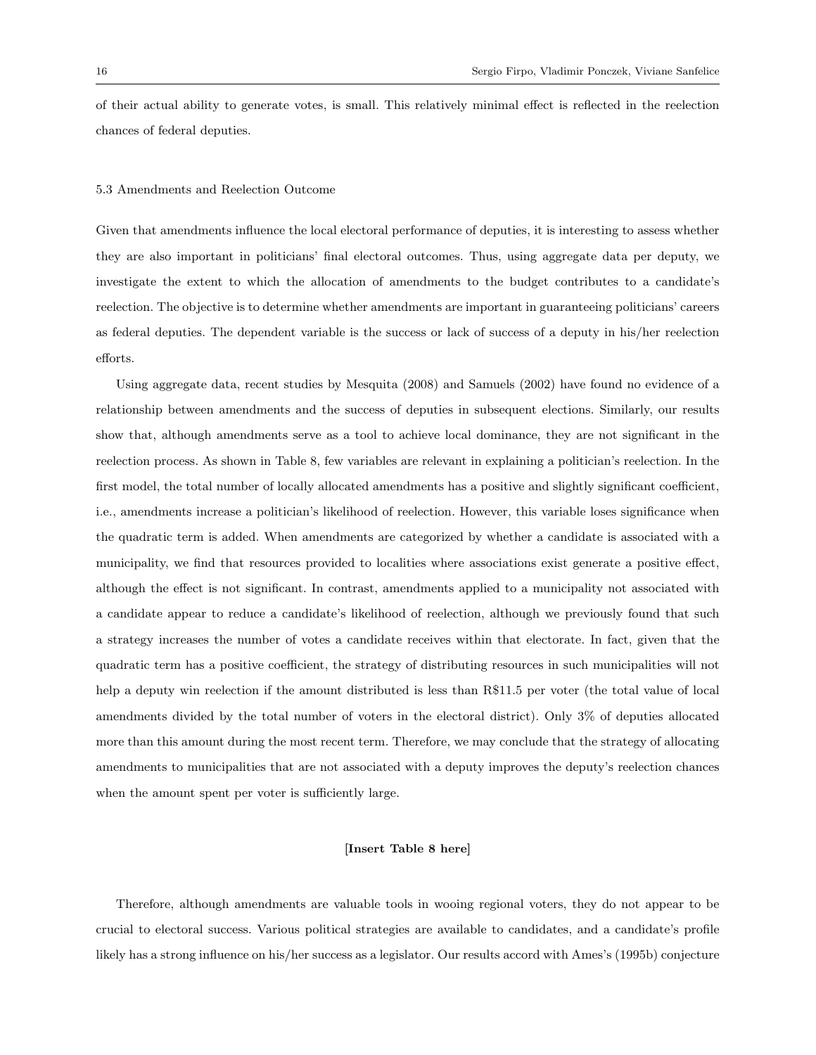of their actual ability to generate votes, is small. This relatively minimal effect is reflected in the reelection chances of federal deputies.

### 5.3 Amendments and Reelection Outcome

Given that amendments influence the local electoral performance of deputies, it is interesting to assess whether they are also important in politicians' final electoral outcomes. Thus, using aggregate data per deputy, we investigate the extent to which the allocation of amendments to the budget contributes to a candidate's reelection. The objective is to determine whether amendments are important in guaranteeing politicians' careers as federal deputies. The dependent variable is the success or lack of success of a deputy in his/her reelection efforts.

Using aggregate data, recent studies by Mesquita (2008) and Samuels (2002) have found no evidence of a relationship between amendments and the success of deputies in subsequent elections. Similarly, our results show that, although amendments serve as a tool to achieve local dominance, they are not significant in the reelection process. As shown in Table 8, few variables are relevant in explaining a politician's reelection. In the first model, the total number of locally allocated amendments has a positive and slightly significant coefficient, i.e., amendments increase a politician's likelihood of reelection. However, this variable loses significance when the quadratic term is added. When amendments are categorized by whether a candidate is associated with a municipality, we find that resources provided to localities where associations exist generate a positive effect, although the effect is not significant. In contrast, amendments applied to a municipality not associated with a candidate appear to reduce a candidate's likelihood of reelection, although we previously found that such a strategy increases the number of votes a candidate receives within that electorate. In fact, given that the quadratic term has a positive coefficient, the strategy of distributing resources in such municipalities will not help a deputy win reelection if the amount distributed is less than R$11.5 per voter (the total value of local amendments divided by the total number of voters in the electoral district). Only 3% of deputies allocated more than this amount during the most recent term. Therefore, we may conclude that the strategy of allocating amendments to municipalities that are not associated with a deputy improves the deputy's reelection chances when the amount spent per voter is sufficiently large.

**[Insert Table 8 here]**

Therefore, although amendments are valuable tools in wooing regional voters, they do not appear to be crucial to electoral success. Various political strategies are available to candidates, and a candidate's profile likely has a strong influence on his/her success as a legislator. Our results accord with Ames's (1995b) conjecture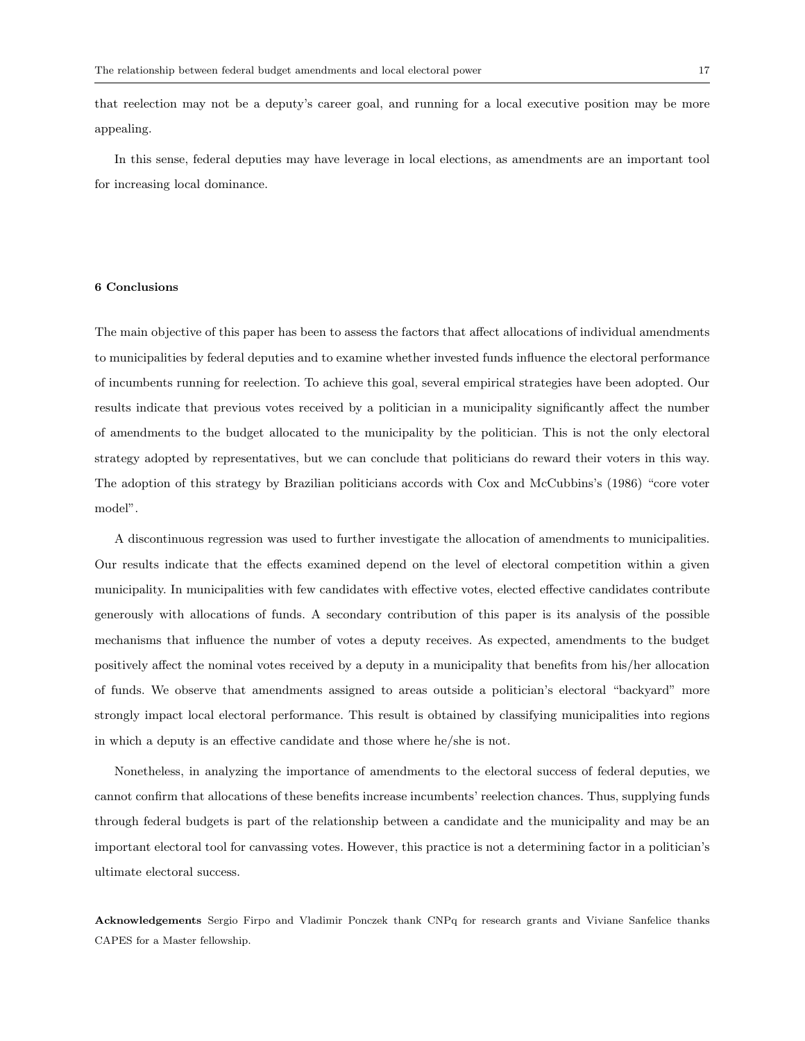that reelection may not be a deputy's career goal, and running for a local executive position may be more appealing.

In this sense, federal deputies may have leverage in local elections, as amendments are an important tool for increasing local dominance.

## 6 Conclusions

The main objective of this paper has been to assess the factors that affect allocations of individual amendments to municipalities by federal deputies and to examine whether invested funds influence the electoral performance of incumbents running for reelection. To achieve this goal, several empirical strategies have been adopted. Our results indicate that previous votes received by a politician in a municipality significantly affect the number of amendments to the budget allocated to the municipality by the politician. This is not the only electoral strategy adopted by representatives, but we can conclude that politicians do reward their voters in this way. The adoption of this strategy by Brazilian politicians accords with Cox and McCubbins's (1986) "core voter model".

A discontinuous regression was used to further investigate the allocation of amendments to municipalities. Our results indicate that the effects examined depend on the level of electoral competition within a given municipality. In municipalities with few candidates with effective votes, elected effective candidates contribute generously with allocations of funds. A secondary contribution of this paper is its analysis of the possible mechanisms that influence the number of votes a deputy receives. As expected, amendments to the budget positively affect the nominal votes received by a deputy in a municipality that benefits from his/her allocation of funds. We observe that amendments assigned to areas outside a politician's electoral "backyard" more strongly impact local electoral performance. This result is obtained by classifying municipalities into regions in which a deputy is an effective candidate and those where he/she is not.

Nonetheless, in analyzing the importance of amendments to the electoral success of federal deputies, we cannot confirm that allocations of these benefits increase incumbents' reelection chances. Thus, supplying funds through federal budgets is part of the relationship between a candidate and the municipality and may be an important electoral tool for canvassing votes. However, this practice is not a determining factor in a politician's ultimate electoral success.

**Acknowledgements** Sergio Firpo and Vladimir Ponczek thank CNPq for research grants and Viviane Sanfelice thanks CAPES for a Master fellowship.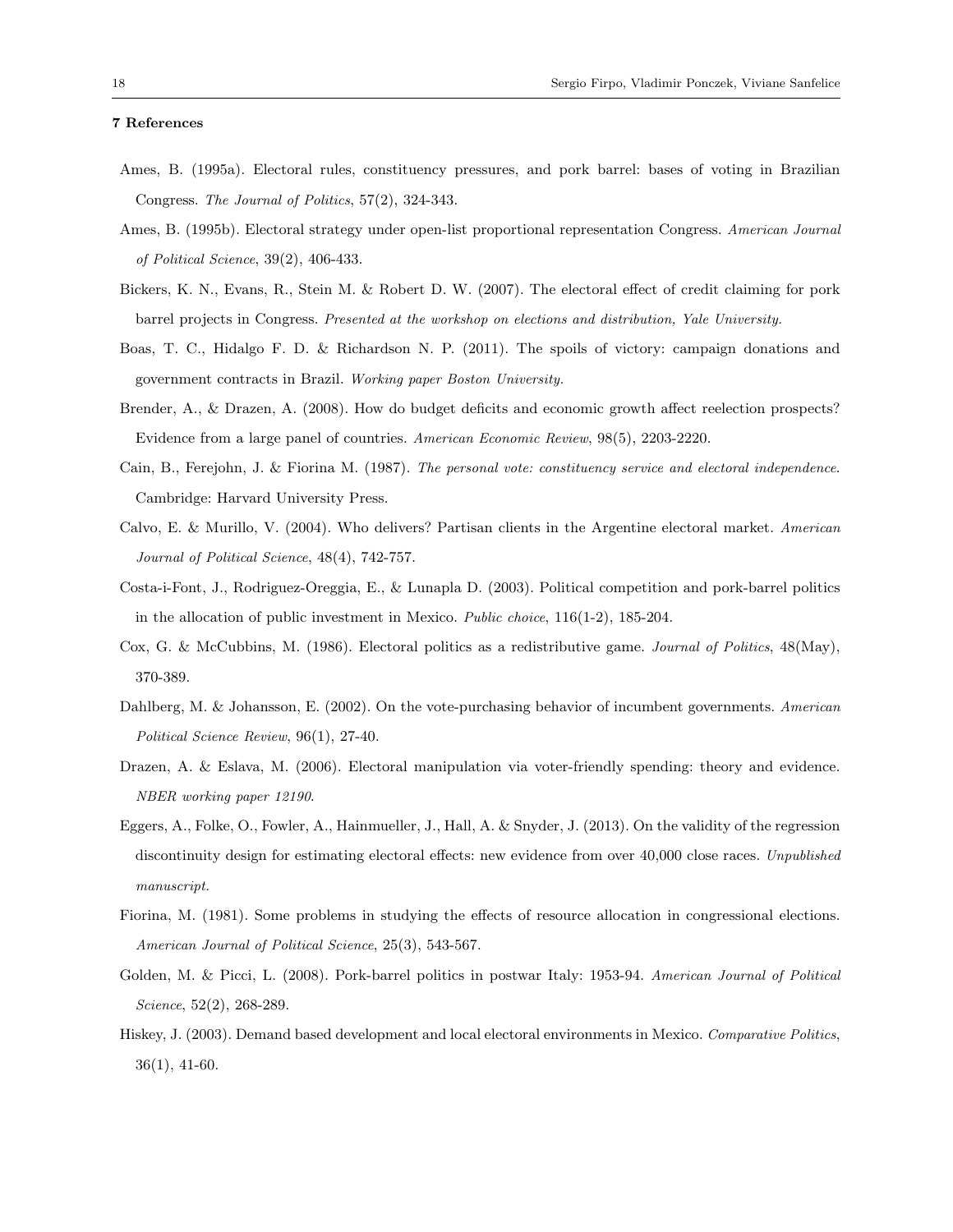## 7 References

Ames, B. (1995a). Electoral rules, constituency pressures, and pork barrel: bases of voting in Brazilian Congress. *The Journal of Politics*, 57(2), 324-343.

Ames, B. (1995b). Electoral strategy under open-list proportional representation Congress. *American Journal of Political Science*, 39(2), 406-433.

Bickers, K. N., Evans, R., Stein M. & Robert D. W. (2007). The electoral effect of credit claiming for pork barrel projects in Congress. *Presented at the workshop on elections and distribution, Yale University.*

Boas, T. C., Hidalgo F. D. & Richardson N. P. (2011). The spoils of victory: campaign donations and government contracts in Brazil. *Working paper Boston University.*

Brender, A., & Drazen, A. (2008). How do budget deficits and economic growth affect reelection prospects? Evidence from a large panel of countries. *American Economic Review*, 98(5), 2203-2220.

Cain, B., Ferejohn, J. & Fiorina M. (1987). *The personal vote: constituency service and electoral independence*. Cambridge: Harvard University Press.

Calvo, E. & Murillo, V. (2004). Who delivers? Partisan clients in the Argentine electoral market. *American Journal of Political Science*, 48(4), 742-757.

Costa-i-Font, J., Rodriguez-Oreggia, E., & Lunapla D. (2003). Political competition and pork-barrel politics in the allocation of public investment in Mexico. *Public choice*, 116(1-2), 185-204.

Cox, G. & McCubbins, M. (1986). Electoral politics as a redistributive game. *Journal of Politics*, 48(May), 370-389.

Dahlberg, M. & Johansson, E. (2002). On the vote-purchasing behavior of incumbent governments. *American Political Science Review*, 96(1), 27-40.

Drazen, A. & Eslava, M. (2006). Electoral manipulation via voter-friendly spending: theory and evidence. *NBER working paper 12190*.

Eggers, A., Folke, O., Fowler, A., Hainmueller, J., Hall, A. & Snyder, J. (2013). On the validity of the regression discontinuity design for estimating electoral effects: new evidence from over 40,000 close races. *Unpublished manuscript.*

Fiorina, M. (1981). Some problems in studying the effects of resource allocation in congressional elections. *American Journal of Political Science*, 25(3), 543-567.

Golden, M. & Picci, L. (2008). Pork-barrel politics in postwar Italy: 1953-94. *American Journal of Political Science*, 52(2), 268-289.

Hiskey, J. (2003). Demand based development and local electoral environments in Mexico. *Comparative Politics*, 36(1), 41-60.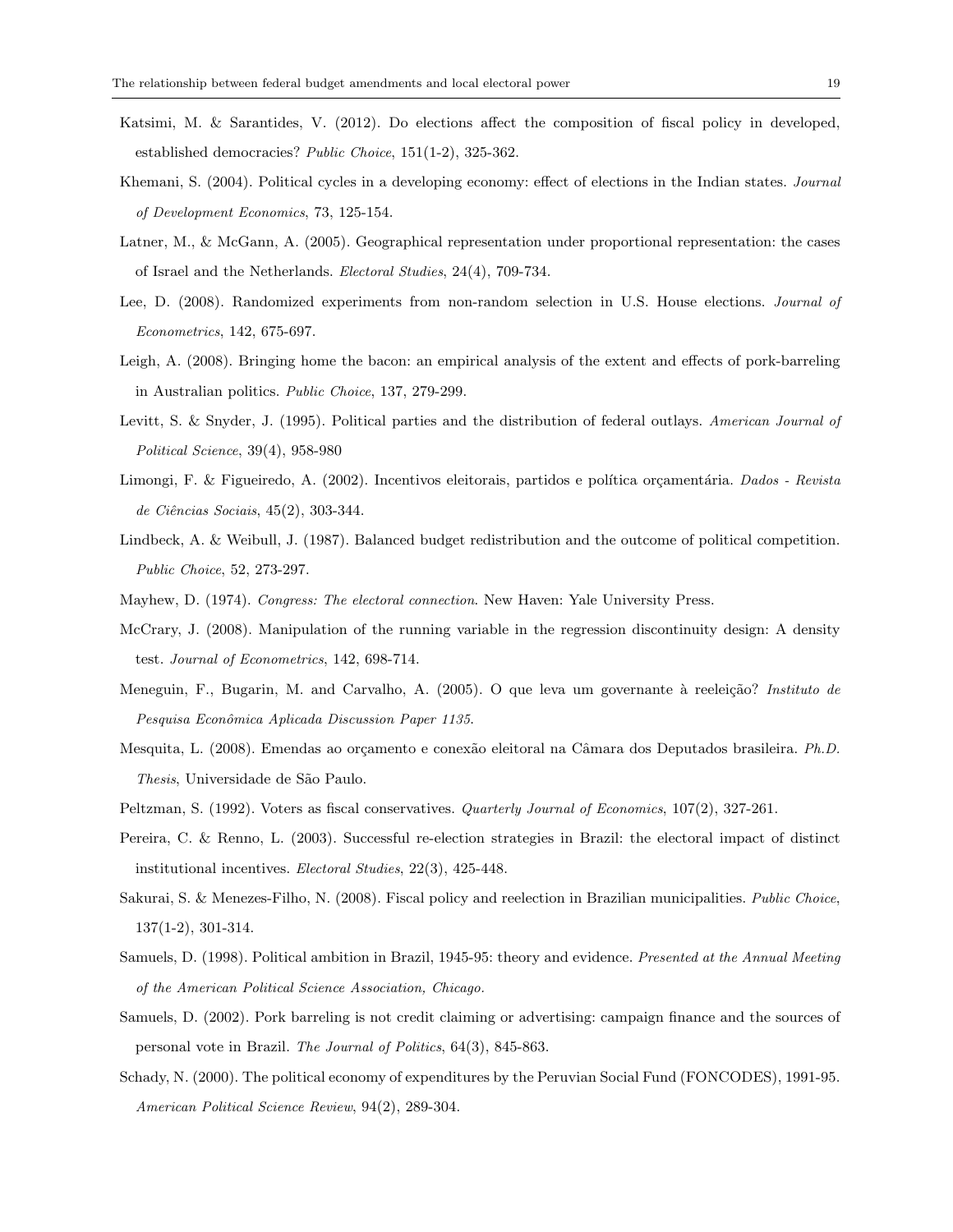Katsimi, M. & Sarantides, V. (2012). Do elections affect the composition of fiscal policy in developed, established democracies? *Public Choice*, 151(1-2), 325-362.

Khemani, S. (2004). Political cycles in a developing economy: effect of elections in the Indian states. *Journal of Development Economics*, 73, 125-154.

Latner, M., & McGann, A. (2005). Geographical representation under proportional representation: the cases of Israel and the Netherlands. *Electoral Studies*, 24(4), 709-734.

Lee, D. (2008). Randomized experiments from non-random selection in U.S. House elections. *Journal of Econometrics*, 142, 675-697.

Leigh, A. (2008). Bringing home the bacon: an empirical analysis of the extent and effects of pork-barreling in Australian politics. *Public Choice*, 137, 279-299.

Levitt, S. & Snyder, J. (1995). Political parties and the distribution of federal outlays. *American Journal of Political Science*, 39(4), 958-980

Limongi, F. & Figueiredo, A. (2002). Incentivos eleitorais, partidos e política orçamentária. *Dados - Revista de Ciências Sociais*, 45(2), 303-344.

Lindbeck, A. & Weibull, J. (1987). Balanced budget redistribution and the outcome of political competition. *Public Choice*, 52, 273-297.

Mayhew, D. (1974). *Congress: The electoral connection*. New Haven: Yale University Press.

McCrary, J. (2008). Manipulation of the running variable in the regression discontinuity design: A density test. *Journal of Econometrics*, 142, 698-714.

Meneguin, F., Bugarin, M. and Carvalho, A. (2005). O que leva um governante à reeleição? *Instituto de Pesquisa Econômica Aplicada Discussion Paper 1135*.

Mesquita, L. (2008). Emendas ao orçamento e conexão eleitoral na Câmara dos Deputados brasileira. *Ph.D. Thesis*, Universidade de São Paulo.

Peltzman, S. (1992). Voters as fiscal conservatives. *Quarterly Journal of Economics*, 107(2), 327-261.

Pereira, C. & Renno, L. (2003). Successful re-election strategies in Brazil: the electoral impact of distinct institutional incentives. *Electoral Studies*, 22(3), 425-448.

Sakurai, S. & Menezes-Filho, N. (2008). Fiscal policy and reelection in Brazilian municipalities. *Public Choice*, 137(1-2), 301-314.

Samuels, D. (1998). Political ambition in Brazil, 1945-95: theory and evidence. *Presented at the Annual Meeting of the American Political Science Association, Chicago.*

Samuels, D. (2002). Pork barreling is not credit claiming or advertising: campaign finance and the sources of personal vote in Brazil. *The Journal of Politics*, 64(3), 845-863.

Schady, N. (2000). The political economy of expenditures by the Peruvian Social Fund (FONCODES), 1991-95. *American Political Science Review*, 94(2), 289-304.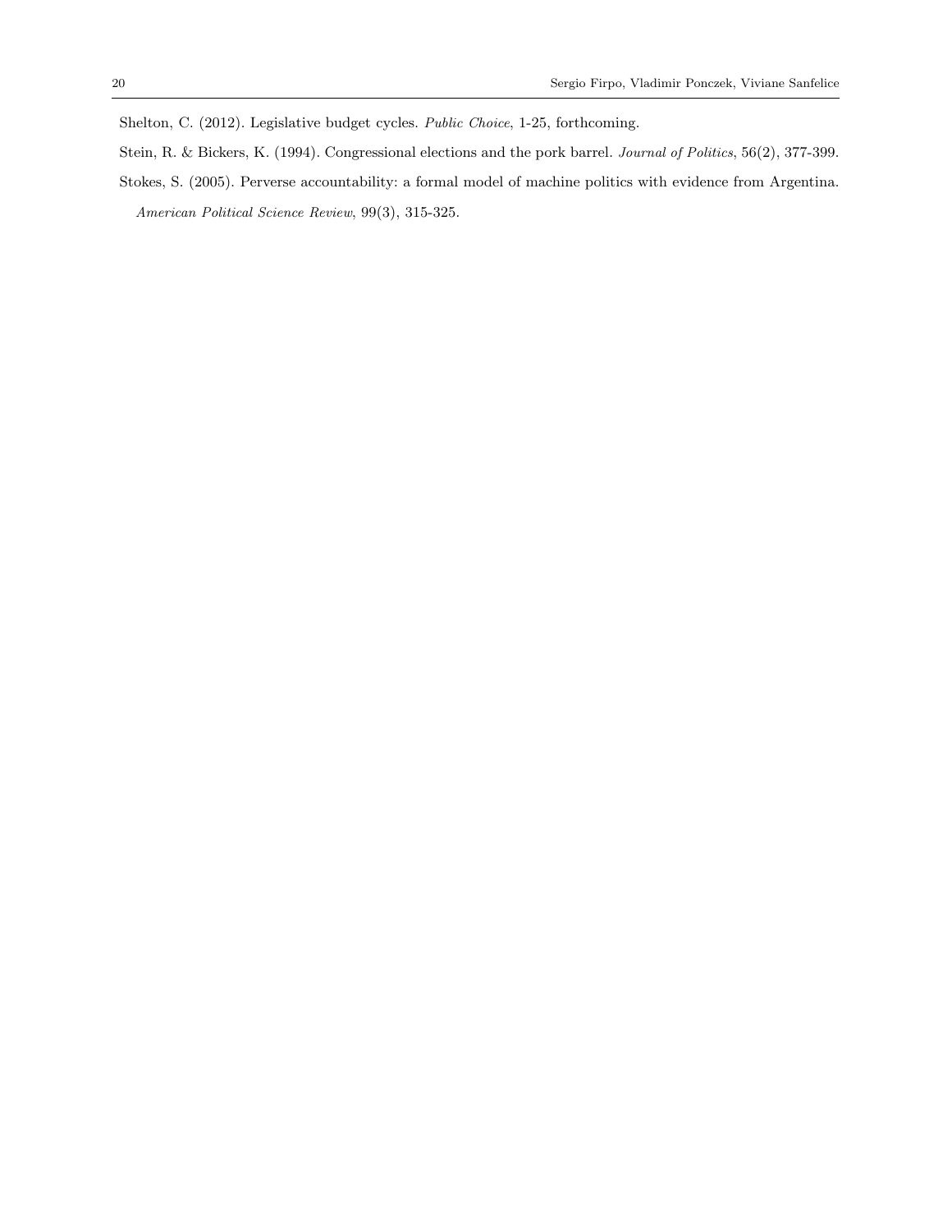Shelton, C. (2012). Legislative budget cycles. *Public Choice*, 1-25, forthcoming.

Stein, R. & Bickers, K. (1994). Congressional elections and the pork barrel. *Journal of Politics*, 56(2), 377-399.

Stokes, S. (2005). Perverse accountability: a formal model of machine politics with evidence from Argentina. *American Political Science Review*, 99(3), 315-325.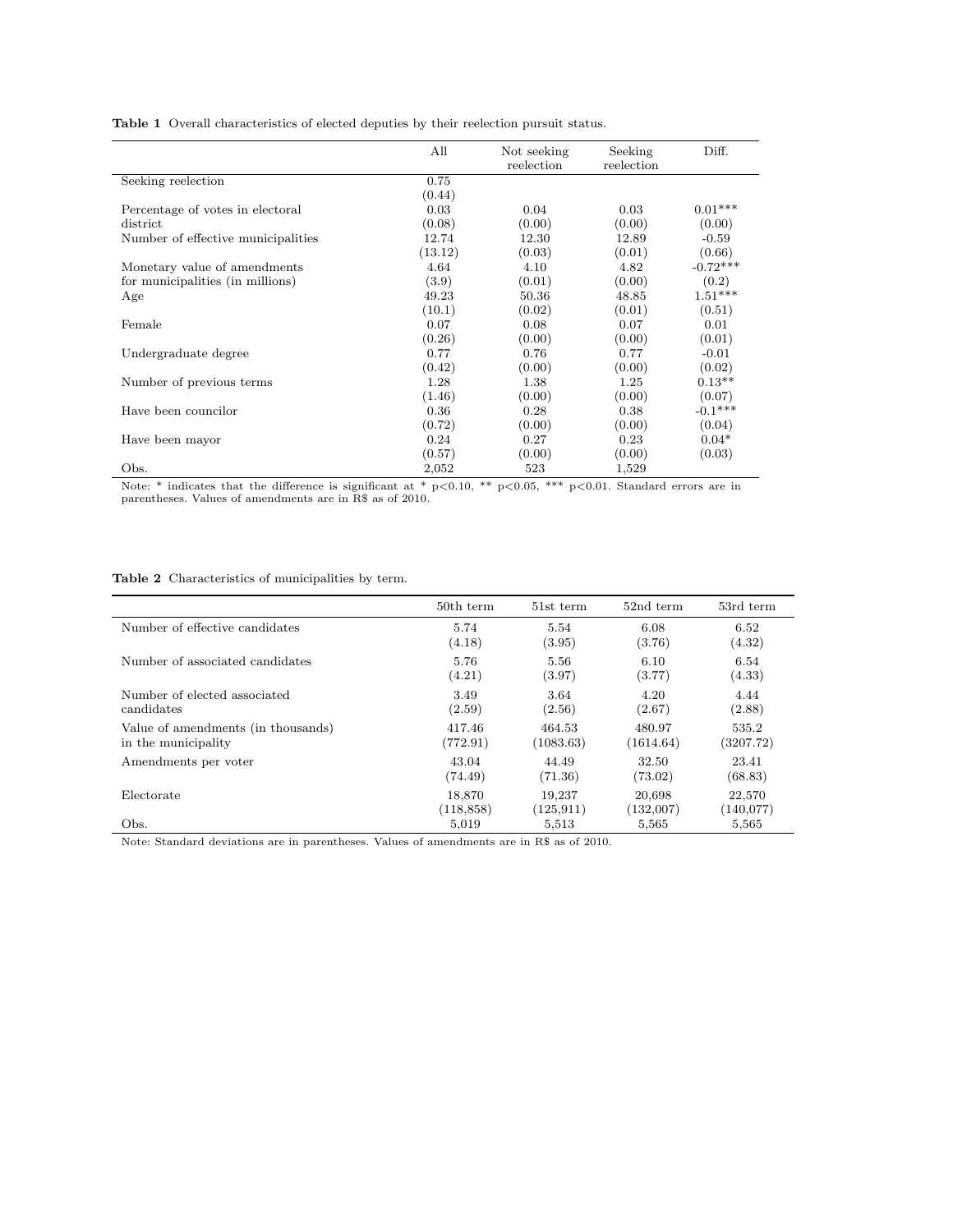**Table 1** Overall characteristics of elected deputies by their reelection pursuit status.

| | All | Not seeking reelection | Seeking reelection | Diff. |
|---|---|---|---|---|
| Seeking reelection | 0.75 | | | |
| | (0.44) | | | |
| Percentage of votes in electoral district | 0.03 | 0.04 | 0.03 | 0.01*** |
| | (0.08) | (0.00) | (0.00) | (0.00) |
| Number of effective municipalities | 12.74 | 12.30 | 12.89 | -0.59 |
| | (13.12) | (0.03) | (0.01) | (0.66) |
| Monetary value of amendments for municipalities (in millions) | 4.64 | 4.10 | 4.82 | -0.72*** |
| | (3.9) | (0.01) | (0.00) | (0.2) |
| Age | 49.23 | 50.36 | 48.85 | 1.51*** |
| | (10.1) | (0.02) | (0.01) | (0.51) |
| Female | 0.07 | 0.08 | 0.07 | 0.01 |
| | (0.26) | (0.00) | (0.00) | (0.01) |
| Undergraduate degree | 0.77 | 0.76 | 0.77 | -0.01 |
| | (0.42) | (0.00) | (0.00) | (0.02) |
| Number of previous terms | 1.28 | 1.38 | 1.25 | 0.13** |
| | (1.46) | (0.00) | (0.00) | (0.07) |
| Have been councilor | 0.36 | 0.28 | 0.38 | -0.1*** |
| | (0.72) | (0.00) | (0.00) | (0.04) |
| Have been mayor | 0.24 | 0.27 | 0.23 | 0.04* |
| | (0.57) | (0.00) | (0.00) | (0.03) |
| Obs. | 2,052 | 523 | 1,529 | |

Note: * indicates that the difference is significant at * p<0.10, ** p<0.05, *** p<0.01. Standard errors are in parentheses. Values of amendments are in R$ as of 2010.

**Table 2** Characteristics of municipalities by term.

| | 50th term | 51st term | 52nd term | 53rd term |
|---|---|---|---|---|
| Number of effective candidates | 5.74 | 5.54 | 6.08 | 6.52 |
| | (4.18) | (3.95) | (3.76) | (4.32) |
| Number of associated candidates | 5.76 | 5.56 | 6.10 | 6.54 |
| | (4.21) | (3.97) | (3.77) | (4.33) |
| Number of elected associated candidates | 3.49 | 3.64 | 4.20 | 4.44 |
| | (2.59) | (2.56) | (2.67) | (2.88) |
| Value of amendments (in thousands) in the municipality | 417.46 | 464.53 | 480.97 | 535.2 |
| | (772.91) | (1083.63) | (1614.64) | (3207.72) |
| Amendments per voter | 43.04 | 44.49 | 32.50 | 23.41 |
| | (74.49) | (71.36) | (73.02) | (68.83) |
| Electorate | 18,870 | 19,237 | 20,698 | 22,570 |
| | (118,858) | (125,911) | (132,007) | (140,077) |
| Obs. | 5,019 | 5,513 | 5,565 | 5,565 |

Note: Standard deviations are in parentheses. Values of amendments are in R$ as of 2010.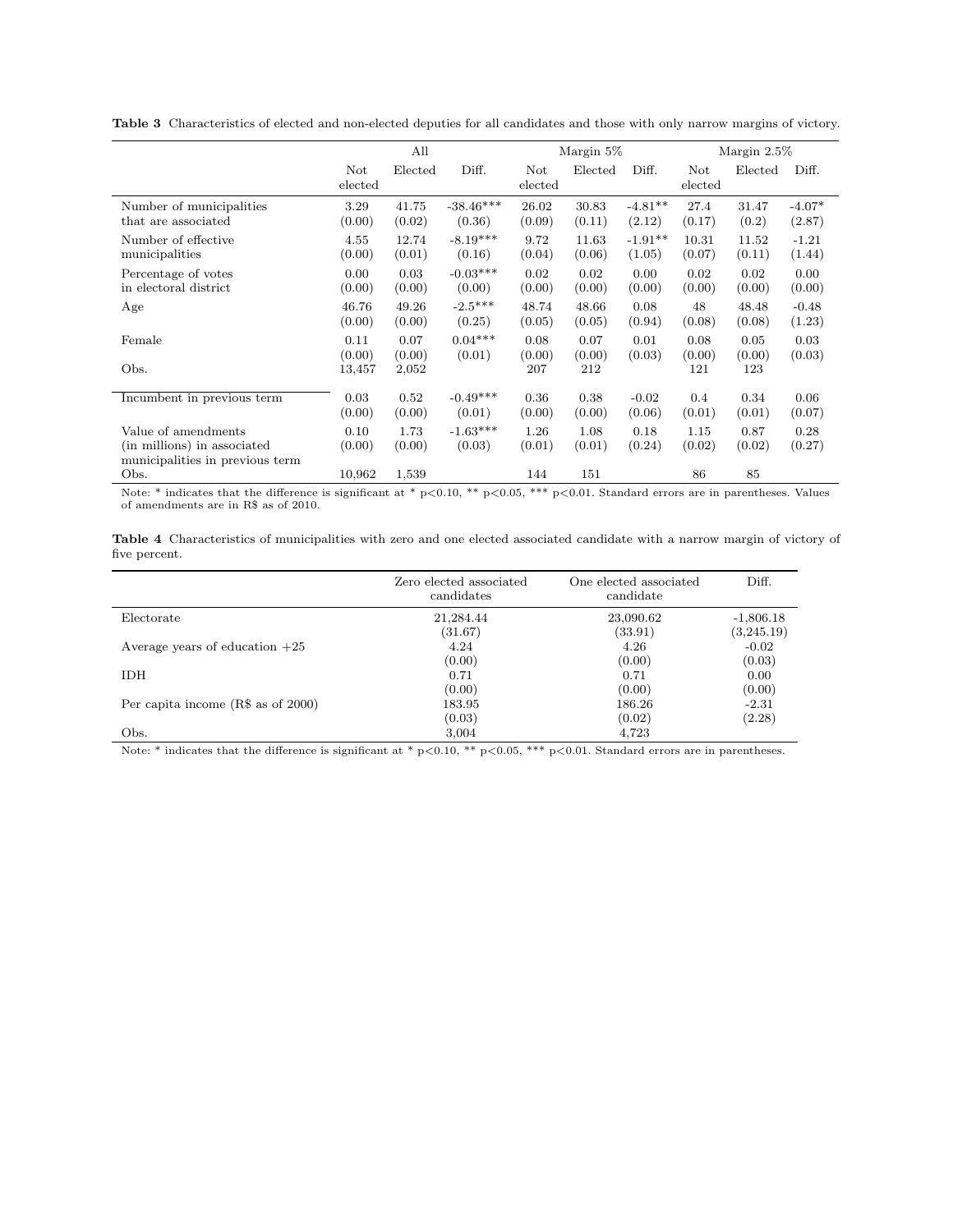**Table 3** Characteristics of elected and non-elected deputies for all candidates and those with only narrow margins of victory.

| | All | | | Margin 5% | | | Margin 2.5% | | |
|---|---|---|---|---|---|---|---|---|---|
| | Not elected | Elected | Diff. | Not elected | Elected | Diff. | Not elected | Elected | Diff. |
| Number of municipalities that are associated | 3.29 | 41.75 | -38.46*** | 26.02 | 30.83 | -4.81** | 27.4 | 31.47 | -4.07* |
| | (0.00) | (0.02) | (0.36) | (0.09) | (0.11) | (2.12) | (0.17) | (0.2) | (2.87) |
| Number of effective municipalities | 4.55 | 12.74 | -8.19*** | 9.72 | 11.63 | -1.91** | 10.31 | 11.52 | -1.21 |
| | (0.00) | (0.01) | (0.16) | (0.04) | (0.06) | (1.05) | (0.07) | (0.11) | (1.44) |
| Percentage of votes in electoral district | 0.00 | 0.03 | -0.03*** | 0.02 | 0.02 | 0.00 | 0.02 | 0.02 | 0.00 |
| | (0.00) | (0.00) | (0.00) | (0.00) | (0.00) | (0.00) | (0.00) | (0.00) | (0.00) |
| Age | 46.76 | 49.26 | -2.5*** | 48.74 | 48.66 | 0.08 | 48 | 48.48 | -0.48 |
| | (0.00) | (0.00) | (0.25) | (0.05) | (0.05) | (0.94) | (0.08) | (0.08) | (1.23) |
| Female | 0.11 | 0.07 | 0.04*** | 0.08 | 0.07 | 0.01 | 0.08 | 0.05 | 0.03 |
| | (0.00) | (0.00) | (0.01) | (0.00) | (0.00) | (0.03) | (0.00) | (0.00) | (0.03) |
| Obs. | 13,457 | 2,052 | | 207 | 212 | | 121 | 123 | |
| Incumbent in previous term | 0.03 | 0.52 | -0.49*** | 0.36 | 0.38 | -0.02 | 0.4 | 0.34 | 0.06 |
| | (0.00) | (0.00) | (0.01) | (0.00) | (0.00) | (0.06) | (0.01) | (0.01) | (0.07) |
| Value of amendments (in millions) in associated municipalities in previous term | 0.10 | 1.73 | -1.63*** | 1.26 | 1.08 | 0.18 | 1.15 | 0.87 | 0.28 |
| | (0.00) | (0.00) | (0.03) | (0.01) | (0.01) | (0.24) | (0.02) | (0.02) | (0.27) |
| Obs. | 10,962 | 1,539 | | 144 | 151 | | 86 | 85 | |

Note: * indicates that the difference is significant at * p<0.10, ** p<0.05, *** p<0.01. Standard errors are in parentheses. Values of amendments are in R$ as of 2010.

**Table 4** Characteristics of municipalities with zero and one elected associated candidate with a narrow margin of victory of five percent.

| | Zero elected associated candidates | One elected associated candidate | Diff. |
|---|---|---|---|
| Electorate | 21,284.44 | 23,090.62 | -1,806.18 |
| | (31.67) | (33.91) | (3,245.19) |
| Average years of education +25 | 4.24 | 4.26 | -0.02 |
| | (0.00) | (0.00) | (0.03) |
| IDH | 0.71 | 0.71 | 0.00 |
| | (0.00) | (0.00) | (0.00) |
| Per capita income (R$ as of 2000) | 183.95 | 186.26 | -2.31 |
| | (0.03) | (0.02) | (2.28) |
| Obs. | 3,004 | 4,723 | |

Note: * indicates that the difference is significant at * p<0.10, ** p<0.05, *** p<0.01. Standard errors are in parentheses.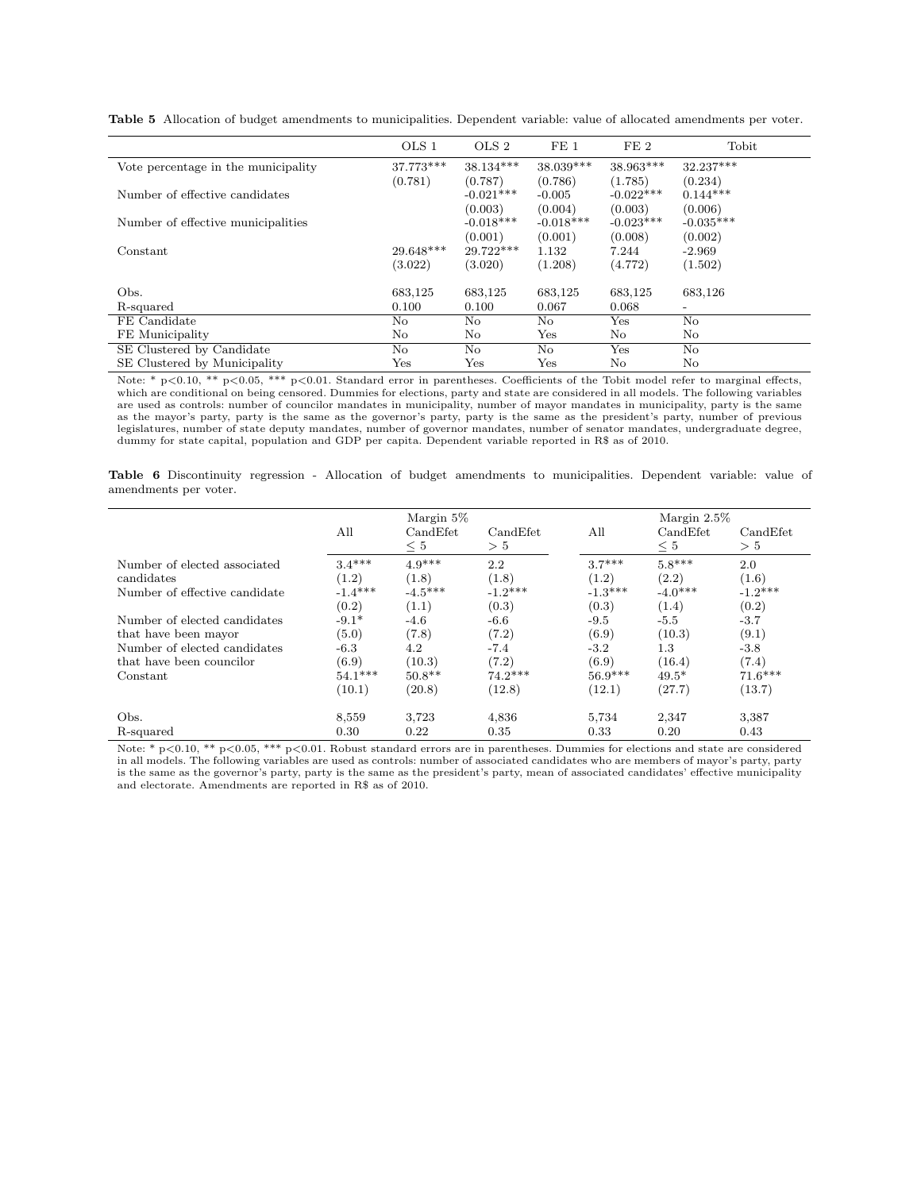**Table 5** Allocation of budget amendments to municipalities. Dependent variable: value of allocated amendments per voter.

| | OLS 1 | OLS 2 | FE 1 | FE 2 | Tobit |
|---|---|---|---|---|---|
| Vote percentage in the municipality | 37.773*** | 38.134*** | 38.039*** | 38.963*** | 32.237*** |
| | (0.781) | (0.787) | (0.786) | (1.785) | (0.234) |
| Number of effective candidates | | -0.021*** | -0.005 | -0.022*** | 0.144*** |
| | | (0.003) | (0.004) | (0.003) | (0.006) |
| Number of effective municipalities | | -0.018*** | -0.018*** | -0.023*** | -0.035*** |
| | | (0.001) | (0.001) | (0.008) | (0.002) |
| Constant | 29.648*** | 29.722*** | 1.132 | 7.244 | -2.969 |
| | (3.022) | (3.020) | (1.208) | (4.772) | (1.502) |
| Obs. | 683,125 | 683,125 | 683,125 | 683,125 | 683,126 |
| R-squared | 0.100 | 0.100 | 0.067 | 0.068 | - |
| FE Candidate | No | No | No | Yes | No |
| FE Municipality | No | No | Yes | No | No |
| SE Clustered by Candidate | No | No | No | Yes | No |
| SE Clustered by Municipality | Yes | Yes | Yes | No | No |

Note: * p<0.10, ** p<0.05, *** p<0.01. Standard error in parentheses. Coefficients of the Tobit model refer to marginal effects, which are conditional on being censored. Dummies for elections, party and state are considered in all models. The following variables are used as controls: number of councilor mandates in municipality, number of mayor mandates in municipality, party is the same as the mayor's party, party is the same as the governor's party, party is the same as the president's party, number of previous legislatures, number of state deputy mandates, number of governor mandates, number of senator mandates, undergraduate degree, dummy for state capital, population and GDP per capita. Dependent variable reported in R$ as of 2010.

**Table 6** Discontinuity regression - Allocation of budget amendments to municipalities. Dependent variable: value of amendments per voter.

| | Margin 5% | | | Margin 2.5% | | |
|---|---|---|---|---|---|---|
| | All | CandEfet $\leq 5$ | CandEfet $> 5$ | All | CandEfet $\leq 5$ | CandEfet $> 5$ |
| Number of elected associated candidates | 3.4*** | 4.9*** | 2.2 | 3.7*** | 5.8*** | 2.0 |
| | (1.2) | (1.8) | (1.8) | (1.2) | (2.2) | (1.6) |
| Number of effective candidate | -1.4*** | -4.5*** | -1.2*** | -1.3*** | -4.0*** | -1.2*** |
| | (0.2) | (1.1) | (0.3) | (0.3) | (1.4) | (0.2) |
| Number of elected candidates that have been mayor | -9.1* | -4.6 | -6.6 | -9.5 | -5.5 | -3.7 |
| | (5.0) | (7.8) | (7.2) | (6.9) | (10.3) | (9.1) |
| Number of elected candidates that have been councilor | -6.3 | 4.2 | -7.4 | -3.2 | 1.3 | -3.8 |
| | (6.9) | (10.3) | (7.2) | (6.9) | (16.4) | (7.4) |
| Constant | 54.1*** | 50.8** | 74.2*** | 56.9*** | 49.5* | 71.6*** |
| | (10.1) | (20.8) | (12.8) | (12.1) | (27.7) | (13.7) |
| Obs. | 8,559 | 3,723 | 4,836 | 5,734 | 2,347 | 3,387 |
| R-squared | 0.30 | 0.22 | 0.35 | 0.33 | 0.20 | 0.43 |

Note: * p<0.10, ** p<0.05, *** p<0.01. Robust standard errors are in parentheses. Dummies for elections and state are considered in all models. The following variables are used as controls: number of associated candidates who are members of mayor's party, party is the same as the governor's party, party is the same as the president's party, mean of associated candidates' effective municipality and electorate. Amendments are reported in R$ as of 2010.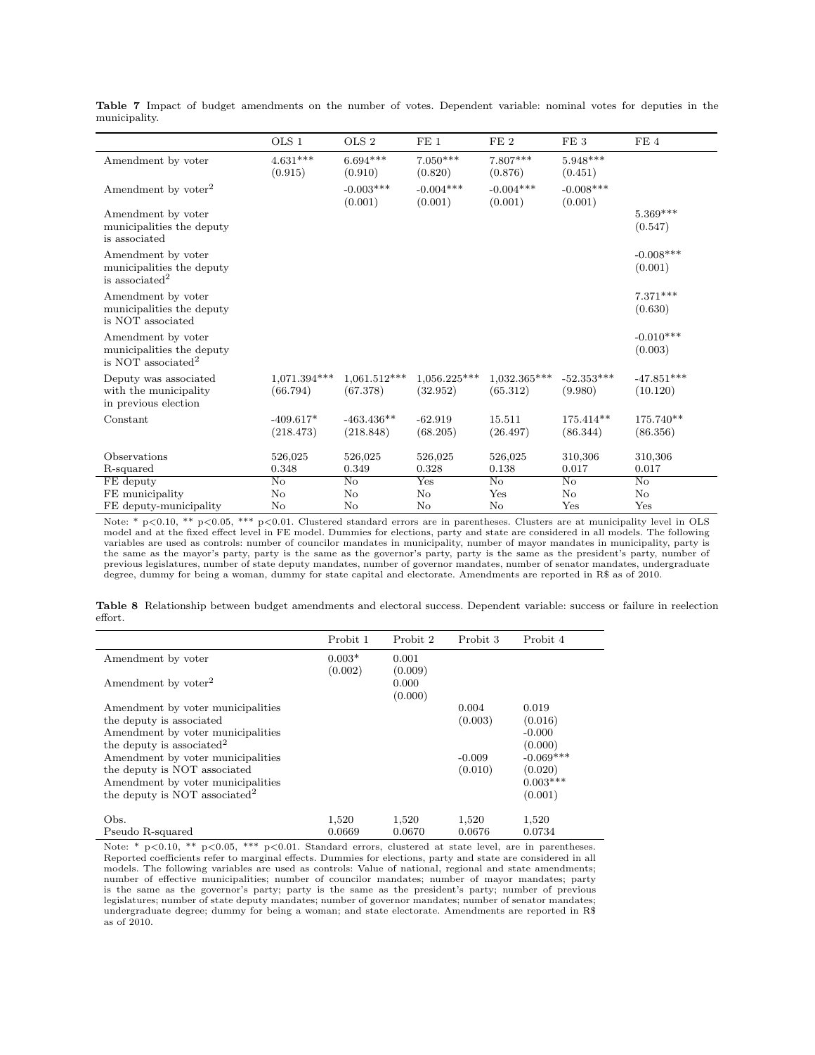**Table 7** Impact of budget amendments on the number of votes. Dependent variable: nominal votes for deputies in the municipality.

| | OLS 1 | OLS 2 | FE 1 | FE 2 | FE 3 | FE 4 |
|---|---|---|---|---|---|---|
| Amendment by voter | 4.631*** | 6.694*** | 7.050*** | 7.807*** | 5.948*** | |
| | (0.915) | (0.910) | (0.820) | (0.876) | (0.451) | |
| Amendment by voter$^2$ | | -0.003*** | -0.004*** | -0.004*** | -0.008*** | |
| | | (0.001) | (0.001) | (0.001) | (0.001) | |
| Amendment by voter municipalities the deputy is associated | | | | | | 5.369*** |
| | | | | | | (0.547) |
| Amendment by voter municipalities the deputy is associated$^2$ | | | | | | -0.008*** |
| | | | | | | (0.001) |
| Amendment by voter municipalities the deputy is NOT associated | | | | | | 7.371*** |
| | | | | | | (0.630) |
| Amendment by voter municipalities the deputy is NOT associated$^2$ | | | | | | -0.010*** |
| | | | | | | (0.003) |
| Deputy was associated with the municipality in previous election | 1,071.394*** | 1,061.512*** | 1,056.225*** | 1,032.365*** | -52.353*** | -47.851*** |
| | (66.794) | (67.378) | (32.952) | (65.312) | (9.980) | (10.120) |
| Constant | -409.617* | -463.436** | -62.919 | 15.511 | 175.414** | 175.740** |
| | (218.473) | (218.848) | (68.205) | (26.497) | (86.344) | (86.356) |
| Observations | 526,025 | 526,025 | 526,025 | 526,025 | 310,306 | 310,306 |
| R-squared | 0.348 | 0.349 | 0.328 | 0.138 | 0.017 | 0.017 |
| FE deputy | No | No | Yes | No | No | No |
| FE municipality | No | No | No | Yes | No | No |
| FE deputy-municipality | No | No | No | No | Yes | Yes |

Note: * p<0.10, ** p<0.05, *** p<0.01. Clustered standard errors are in parentheses. Clusters are at municipality level in OLS model and at the fixed effect level in FE model. Dummies for elections, party and state are considered in all models. The following variables are used as controls: number of councilor mandates in municipality, number of mayor mandates in municipality, party is the same as the mayor's party, party is the same as the governor's party, party is the same as the president's party, number of previous legislatures, number of state deputy mandates, number of governor mandates, number of senator mandates, undergraduate degree, dummy for being a woman, dummy for state capital and electorate. Amendments are reported in R$ as of 2010.

**Table 8** Relationship between budget amendments and electoral success. Dependent variable: success or failure in reelection effort.

| | Probit 1 | Probit 2 | Probit 3 | Probit 4 |
|---|---|---|---|---|
| Amendment by voter | 0.003* | 0.001 | | |
| | (0.002) | (0.009) | | |
| Amendment by voter$^2$ | | 0.000 | | |
| | | (0.000) | | |
| Amendment by voter municipalities the deputy is associated | | | 0.004 | 0.019 |
| | | | (0.003) | (0.016) |
| Amendment by voter municipalities the deputy is associated$^2$ | | | | -0.000 |
| | | | | (0.000) |
| Amendment by voter municipalities the deputy is NOT associated | | | -0.009 | -0.069*** |
| | | | (0.010) | (0.020) |
| Amendment by voter municipalities the deputy is NOT associated$^2$ | | | | 0.003*** |
| | | | | (0.001) |
| Obs. | 1,520 | 1,520 | 1,520 | 1,520 |
| Pseudo R-squared | 0.0669 | 0.0670 | 0.0676 | 0.0734 |

Note: * p<0.10, ** p<0.05, *** p<0.01. Standard errors, clustered at state level, are in parentheses. Reported coefficients refer to marginal effects. Dummies for elections, party and state are considered in all models. The following variables are used as controls: Value of national, regional and state amendments; number of effective municipalities; number of councilor mandates; number of mayor mandates; party is the same as the governor's party; party is the same as the president's party; number of previous legislatures; number of state deputy mandates; number of governor mandates; number of senator mandates; undergraduate degree; dummy for being a woman; and state electorate. Amendments are reported in R$ as of 2010.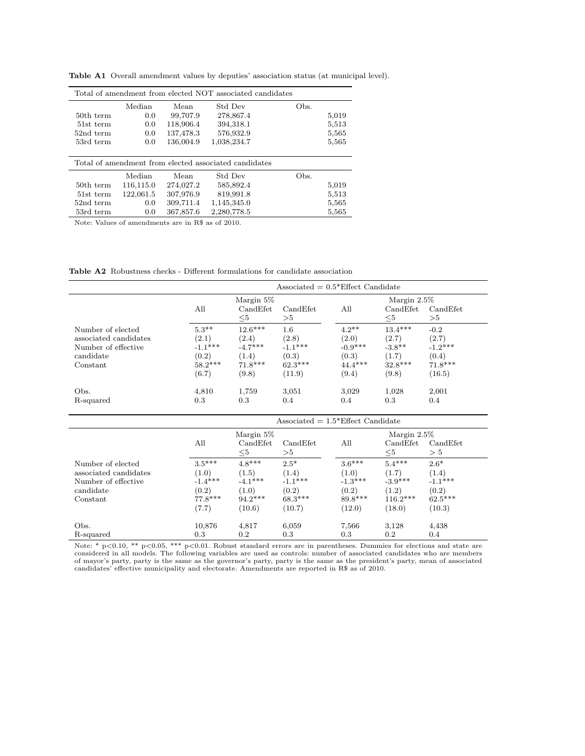**Table A1** Overall amendment values by deputies' association status (at municipal level).

| Total of amendment from elected NOT associated candidates | | | | |
|---|---|---|---|---|
| | Median | Mean | Std Dev | Obs. |
| 50th term | 0.0 | 99,707.9 | 278,867.4 | 5,019 |
| 51st term | 0.0 | 118,906.4 | 394,318.1 | 5,513 |
| 52nd term | 0.0 | 137,478.3 | 576,932.9 | 5,565 |
| 53rd term | 0.0 | 136,004.9 | 1,038,234.7 | 5,565 |
| **Total of amendment from elected associated candidates** | | | | |
| | Median | Mean | Std Dev | Obs. |
| 50th term | 116,115.0 | 274,027.2 | 585,892.4 | 5,019 |
| 51st term | 122,061.5 | 307,976.9 | 819,991.8 | 5,513 |
| 52nd term | 0.0 | 309,711.4 | 1,145,345.0 | 5,565 |
| 53rd term | 0.0 | 367,857.6 | 2,280,778.5 | 5,565 |

Note: Values of amendments are in R$ as of 2010.

**Table A2** Robustness checks - Different formulations for candidate association

| | Associated = 0.5*Effect Candidate | | | | | |
|---|---|---|---|---|---|---|
| | | Margin 5% | | | Margin 2.5% | |
| | All | CandEfet ≤5 | CandEfet >5 | All | CandEfet ≤5 | CandEfet >5 |
| Number of elected associated candidates | 5.3** | 12.6*** | 1.6 | 4.2** | 13.4*** | -0.2 |
| | (2.1) | (2.4) | (2.8) | (2.0) | (2.7) | (2.7) |
| Number of effective candidate | -1.1*** | -4.7*** | -1.1*** | -0.9*** | -3.8** | -1.2*** |
| | (0.2) | (1.4) | (0.3) | (0.3) | (1.7) | (0.4) |
| Constant | 58.2*** | 71.8*** | 62.3*** | 44.4*** | 32.8*** | 71.8*** |
| | (6.7) | (9.8) | (11.9) | (9.4) | (9.8) | (16.5) |
| Obs. | 4,810 | 1,759 | 3,051 | 3,029 | 1,028 | 2,001 |
| R-squared | 0.3 | 0.3 | 0.4 | 0.4 | 0.3 | 0.4 |

| | Associated = 1.5*Effect Candidate | | | | | |
|---|---|---|---|---|---|---|
| | | Margin 5% | | | Margin 2.5% | |
| | All | CandEfet ≤5 | CandEfet >5 | All | CandEfet ≤5 | CandEfet > 5 |
| Number of elected associated candidates | 3.5*** | 4.8*** | 2.5* | 3.6*** | 5.4*** | 2.6* |
| | (1.0) | (1.5) | (1.4) | (1.0) | (1.7) | (1.4) |
| Number of effective candidate | -1.4*** | -4.1*** | -1.1*** | -1.3*** | -3.9*** | -1.1*** |
| | (0.2) | (1.0) | (0.2) | (0.2) | (1.2) | (0.2) |
| Constant | 77.8*** | 94.2*** | 68.3*** | 89.8*** | 116.2*** | 62.5*** |
| | (7.7) | (10.6) | (10.7) | (12.0) | (18.0) | (10.3) |
| Obs. | 10,876 | 4,817 | 6,059 | 7,566 | 3,128 | 4,438 |
| R-squared | 0.3 | 0.2 | 0.3 | 0.3 | 0.2 | 0.4 |

Note: * p<0.10, ** p<0.05, *** p<0.01. Robust standard errors are in parentheses. Dummies for elections and state are considered in all models. The following variables are used as controls: number of associated candidates who are members of mayor's party, party is the same as the governor's party, party is the same as the president's party, mean of associated candidates' effective municipality and electorate. Amendments are reported in R$ as of 2010.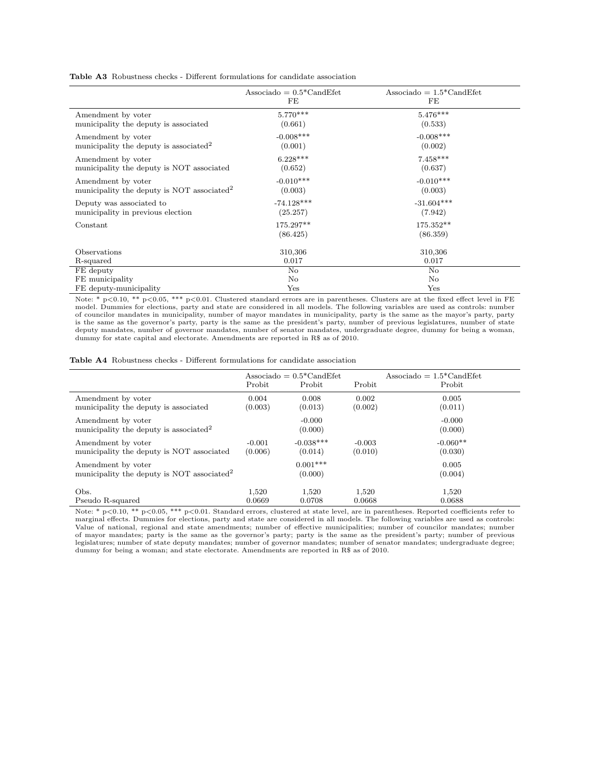**Table A3** Robustness checks - Different formulations for candidate association

| | Associado = 0.5*CandEfet | Associado = 1.5*CandEfet |
|---|---|---|
| | FE | FE |
| Amendment by voter municipality the deputy is associated | 5.770*** | 5.476*** |
| | (0.661) | (0.533) |
| Amendment by voter municipality the deputy is associated$^2$ | -0.008*** | -0.008*** |
| | (0.001) | (0.002) |
| Amendment by voter municipality the deputy is NOT associated | 6.228*** | 7.458*** |
| | (0.652) | (0.637) |
| Amendment by voter municipality the deputy is NOT associated$^2$ | -0.010*** | -0.010*** |
| | (0.003) | (0.003) |
| Deputy was associated to municipality in previous election | -74.128*** | -31.604*** |
| | (25.257) | (7.942) |
| Constant | 175.297** | 175.352** |
| | (86.425) | (86.359) |
| Observations | 310,306 | 310,306 |
| R-squared | 0.017 | 0.017 |
| FE deputy | No | No |
| FE municipality | No | No |
| FE deputy-municipality | Yes | Yes |

Note: * p<0.10, ** p<0.05, *** p<0.01. Clustered standard errors are in parentheses. Clusters are at the fixed effect level in FE model. Dummies for elections, party and state are considered in all models. The following variables are used as controls: number of councilor mandates in municipality, number of mayor mandates in municipality, party is the same as the mayor's party, party is the same as the governor's party, party is the same as the president's party, number of previous legislatures, number of state deputy mandates, number of governor mandates, number of senator mandates, undergraduate degree, dummy for being a woman, dummy for state capital and electorate. Amendments are reported in R$ as of 2010.

**Table A4** Robustness checks - Different formulations for candidate association

| | Associado = 0.5*CandEfet | | Associado = 1.5*CandEfet | |
|---|---|---|---|---|
| | Probit | Probit | Probit | Probit |
| Amendment by voter municipality the deputy is associated | 0.004 | 0.008 | 0.002 | 0.005 |
| | (0.003) | (0.013) | (0.002) | (0.011) |
| Amendment by voter municipality the deputy is associated$^2$ | | -0.000 | | -0.000 |
| | | (0.000) | | (0.000) |
| Amendment by voter municipality the deputy is NOT associated | -0.001 | -0.038*** | -0.003 | -0.060** |
| | (0.006) | (0.014) | (0.010) | (0.030) |
| Amendment by voter municipality the deputy is NOT associated$^2$ | | 0.001*** | | 0.005 |
| | | (0.000) | | (0.004) |
| Obs. | 1,520 | 1,520 | 1,520 | 1,520 |
| Pseudo R-squared | 0.0669 | 0.0708 | 0.0668 | 0.0688 |

Note: * p<0.10, ** p<0.05, *** p<0.01. Standard errors, clustered at state level, are in parentheses. Reported coefficients refer to marginal effects. Dummies for elections, party and state are considered in all models. The following variables are used as controls: Value of national, regional and state amendments; number of effective municipalities; number of councilor mandates; number of mayor mandates; party is the same as the governor's party; party is the same as the president's party; number of previous legislatures; number of state deputy mandates; number of governor mandates; number of senator mandates; undergraduate degree; dummy for being a woman; and state electorate. Amendments are reported in R$ as of 2010.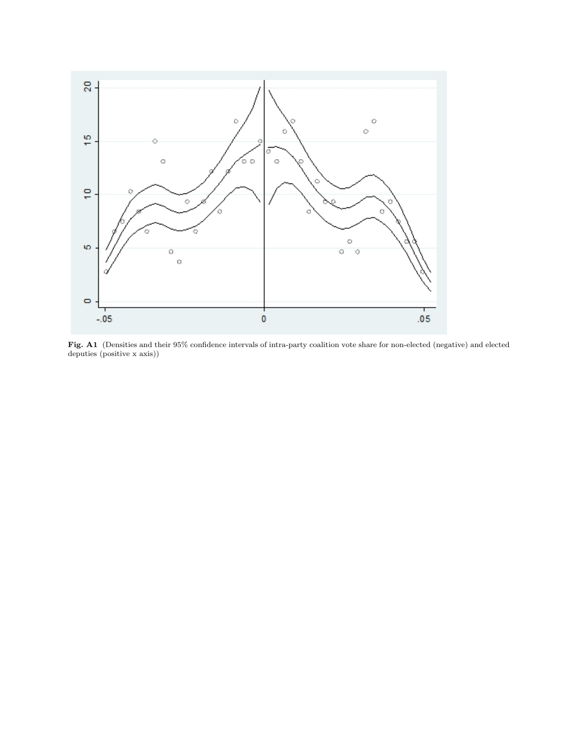20

15

10

5

0

-.05

0

.05

**Fig. A1** (Densities and their 95% confidence intervals of intra-party coalition vote share for non-elected (negative) and elected deputies (positive x axis))